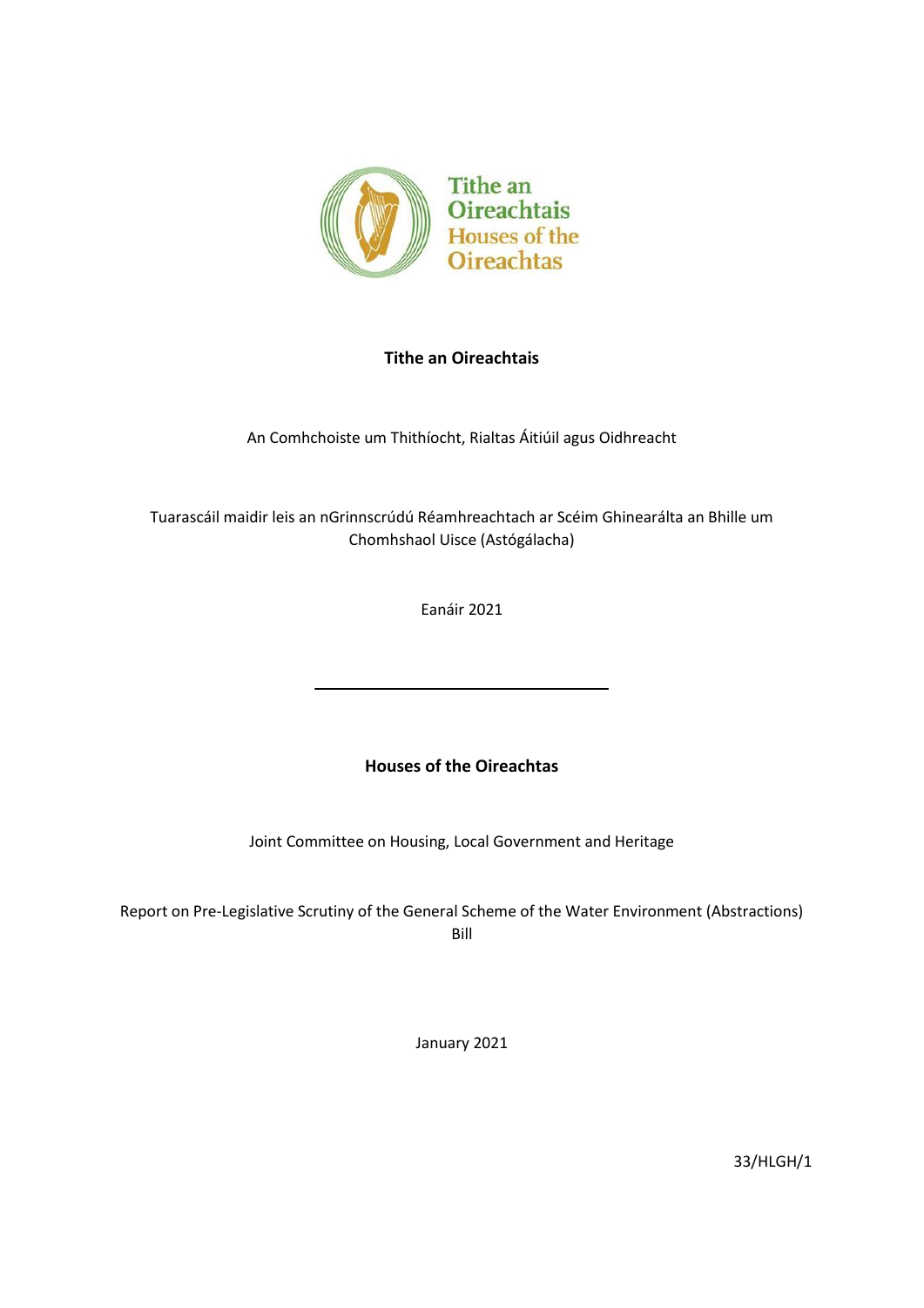**Tithe an Oireachtais**

An Comhchoiste um Thithíocht, Rialtas Áitiúil agus Oidhreacht

Tuarascáil maidir leis an nGrinnscrúdú Réamhreachtach ar Scéim Ghinearálta an Bhille um Chomhshaol Uisce (Astógálacha)

Eanáir 2021

---

**Houses of the Oireachtas**

Joint Committee on Housing, Local Government and Heritage

Report on Pre-Legislative Scrutiny of the General Scheme of the Water Environment (Abstractions) Bill

January 2021

33/HLGH/1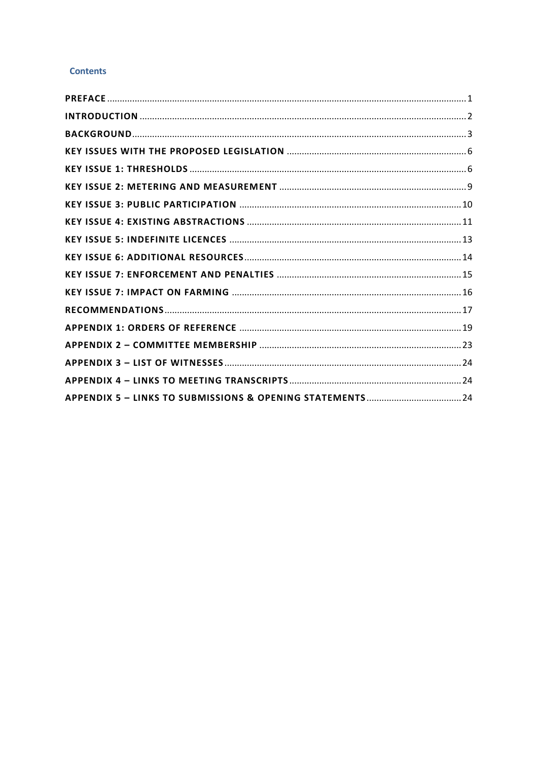## Contents

- PREFACE ..... 1
- INTRODUCTION ..... 2
- BACKGROUND ..... 3
- KEY ISSUES WITH THE PROPOSED LEGISLATION ..... 6
- KEY ISSUE 1: THRESHOLDS ..... 6
- KEY ISSUE 2: METERING AND MEASUREMENT ..... 9
- KEY ISSUE 3: PUBLIC PARTICIPATION ..... 10
- KEY ISSUE 4: EXISTING ABSTRACTIONS ..... 11
- KEY ISSUE 5: INDEFINITE LICENCES ..... 13
- KEY ISSUE 6: ADDITIONAL RESOURCES ..... 14
- KEY ISSUE 7: ENFORCEMENT AND PENALTIES ..... 15
- KEY ISSUE 7: IMPACT ON FARMING ..... 16
- RECOMMENDATIONS ..... 17
- APPENDIX 1: ORDERS OF REFERENCE ..... 19
- APPENDIX 2 – COMMITTEE MEMBERSHIP ..... 23
- APPENDIX 3 – LIST OF WITNESSES ..... 24
- APPENDIX 4 – LINKS TO MEETING TRANSCRIPTS ..... 24
- APPENDIX 5 – LINKS TO SUBMISSIONS & OPENING STATEMENTS ..... 24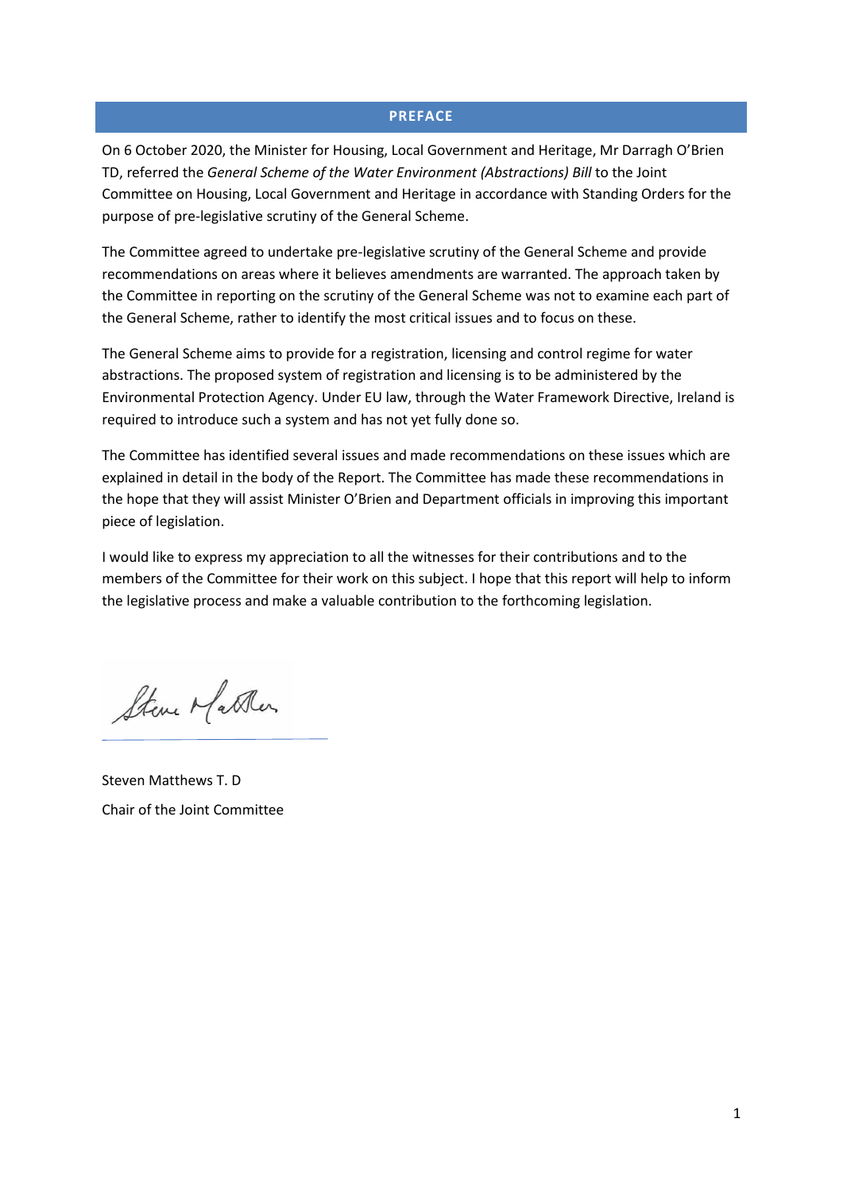## PREFACE

On 6 October 2020, the Minister for Housing, Local Government and Heritage, Mr Darragh O'Brien TD, referred the *General Scheme of the Water Environment (Abstractions) Bill* to the Joint Committee on Housing, Local Government and Heritage in accordance with Standing Orders for the purpose of pre-legislative scrutiny of the General Scheme.

The Committee agreed to undertake pre-legislative scrutiny of the General Scheme and provide recommendations on areas where it believes amendments are warranted. The approach taken by the Committee in reporting on the scrutiny of the General Scheme was not to examine each part of the General Scheme, rather to identify the most critical issues and to focus on these.

The General Scheme aims to provide for a registration, licensing and control regime for water abstractions. The proposed system of registration and licensing is to be administered by the Environmental Protection Agency. Under EU law, through the Water Framework Directive, Ireland is required to introduce such a system and has not yet fully done so.

The Committee has identified several issues and made recommendations on these issues which are explained in detail in the body of the Report. The Committee has made these recommendations in the hope that they will assist Minister O'Brien and Department officials in improving this important piece of legislation.

I would like to express my appreciation to all the witnesses for their contributions and to the members of the Committee for their work on this subject. I hope that this report will help to inform the legislative process and make a valuable contribution to the forthcoming legislation.

Steven Matthews T. D
Chair of the Joint Committee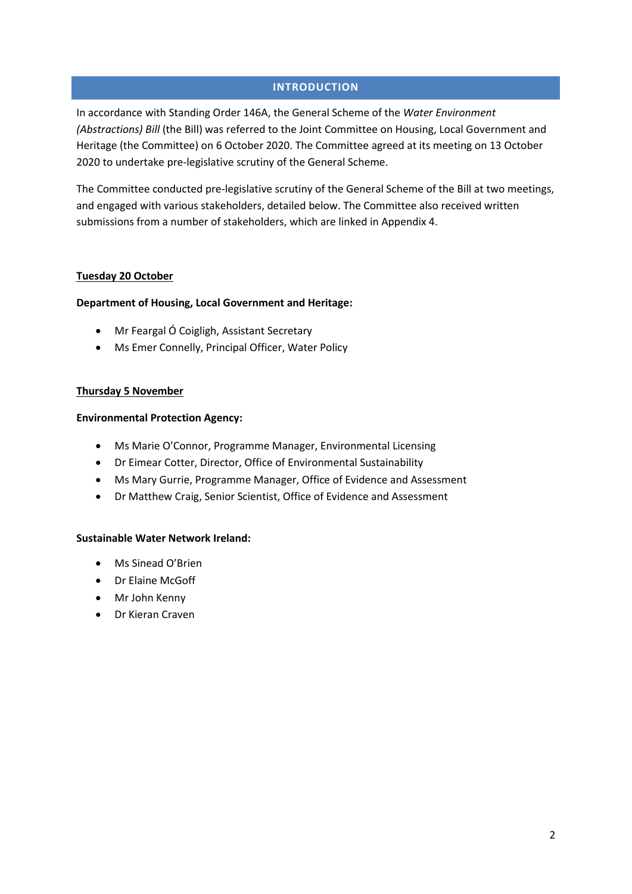## INTRODUCTION

In accordance with Standing Order 146A, the General Scheme of the *Water Environment (Abstractions) Bill* (the Bill) was referred to the Joint Committee on Housing, Local Government and Heritage (the Committee) on 6 October 2020. The Committee agreed at its meeting on 13 October 2020 to undertake pre-legislative scrutiny of the General Scheme.

The Committee conducted pre-legislative scrutiny of the General Scheme of the Bill at two meetings, and engaged with various stakeholders, detailed below. The Committee also received written submissions from a number of stakeholders, which are linked in Appendix 4.

**Tuesday 20 October**

**Department of Housing, Local Government and Heritage:**

- Mr Feargal Ó Coigligh, Assistant Secretary
- Ms Emer Connelly, Principal Officer, Water Policy

**Thursday 5 November**

**Environmental Protection Agency:**

- Ms Marie O'Connor, Programme Manager, Environmental Licensing
- Dr Eimear Cotter, Director, Office of Environmental Sustainability
- Ms Mary Gurrie, Programme Manager, Office of Evidence and Assessment
- Dr Matthew Craig, Senior Scientist, Office of Evidence and Assessment

**Sustainable Water Network Ireland:**

- Ms Sinead O'Brien
- Dr Elaine McGoff
- Mr John Kenny
- Dr Kieran Craven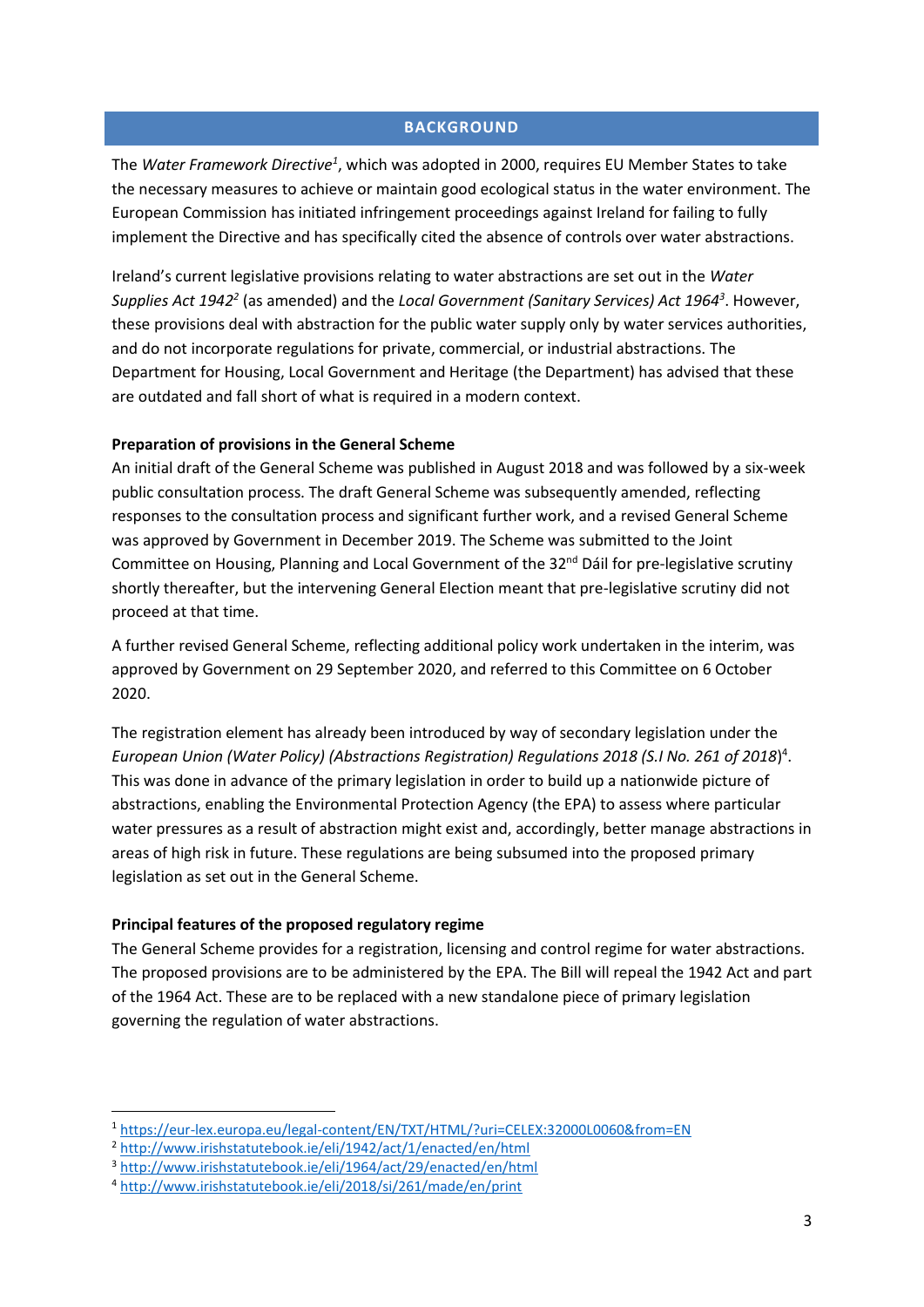## BACKGROUND

The *Water Framework Directive*[1], which was adopted in 2000, requires EU Member States to take the necessary measures to achieve or maintain good ecological status in the water environment. The European Commission has initiated infringement proceedings against Ireland for failing to fully implement the Directive and has specifically cited the absence of controls over water abstractions.

Ireland's current legislative provisions relating to water abstractions are set out in the *Water Supplies Act 1942*[2] (as amended) and the *Local Government (Sanitary Services) Act 1964*[3]. However, these provisions deal with abstraction for the public water supply only by water services authorities, and do not incorporate regulations for private, commercial, or industrial abstractions. The Department for Housing, Local Government and Heritage (the Department) has advised that these are outdated and fall short of what is required in a modern context.

**Preparation of provisions in the General Scheme**

An initial draft of the General Scheme was published in August 2018 and was followed by a six-week public consultation process. The draft General Scheme was subsequently amended, reflecting responses to the consultation process and significant further work, and a revised General Scheme was approved by Government in December 2019. The Scheme was submitted to the Joint Committee on Housing, Planning and Local Government of the 32nd Dáil for pre-legislative scrutiny shortly thereafter, but the intervening General Election meant that pre-legislative scrutiny did not proceed at that time.

A further revised General Scheme, reflecting additional policy work undertaken in the interim, was approved by Government on 29 September 2020, and referred to this Committee on 6 October 2020.

The registration element has already been introduced by way of secondary legislation under the *European Union (Water Policy) (Abstractions Registration) Regulations 2018 (S.I No. 261 of 2018*)[4]. This was done in advance of the primary legislation in order to build up a nationwide picture of abstractions, enabling the Environmental Protection Agency (the EPA) to assess where particular water pressures as a result of abstraction might exist and, accordingly, better manage abstractions in areas of high risk in future. These regulations are being subsumed into the proposed primary legislation as set out in the General Scheme.

**Principal features of the proposed regulatory regime**

The General Scheme provides for a registration, licensing and control regime for water abstractions. The proposed provisions are to be administered by the EPA. The Bill will repeal the 1942 Act and part of the 1964 Act. These are to be replaced with a new standalone piece of primary legislation governing the regulation of water abstractions.

---

[1] https://eur-lex.europa.eu/legal-content/EN/TXT/HTML/?uri=CELEX:32000L0060&from=EN

[2] http://www.irishstatutebook.ie/eli/1942/act/1/enacted/en/html

[3] http://www.irishstatutebook.ie/eli/1964/act/29/enacted/en/html

[4] http://www.irishstatutebook.ie/eli/2018/si/261/made/en/print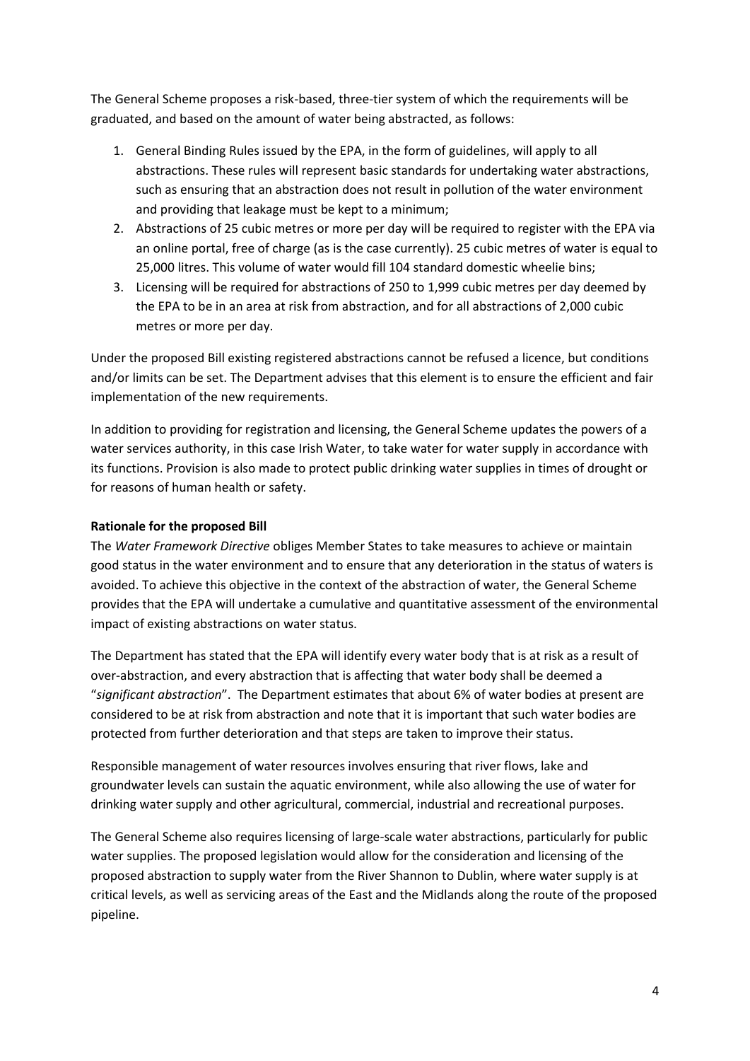The General Scheme proposes a risk-based, three-tier system of which the requirements will be graduated, and based on the amount of water being abstracted, as follows:

1. General Binding Rules issued by the EPA, in the form of guidelines, will apply to all abstractions. These rules will represent basic standards for undertaking water abstractions, such as ensuring that an abstraction does not result in pollution of the water environment and providing that leakage must be kept to a minimum;
2. Abstractions of 25 cubic metres or more per day will be required to register with the EPA via an online portal, free of charge (as is the case currently). 25 cubic metres of water is equal to 25,000 litres. This volume of water would fill 104 standard domestic wheelie bins;
3. Licensing will be required for abstractions of 250 to 1,999 cubic metres per day deemed by the EPA to be in an area at risk from abstraction, and for all abstractions of 2,000 cubic metres or more per day.

Under the proposed Bill existing registered abstractions cannot be refused a licence, but conditions and/or limits can be set. The Department advises that this element is to ensure the efficient and fair implementation of the new requirements.

In addition to providing for registration and licensing, the General Scheme updates the powers of a water services authority, in this case Irish Water, to take water for water supply in accordance with its functions. Provision is also made to protect public drinking water supplies in times of drought or for reasons of human health or safety.

**Rationale for the proposed Bill**

The *Water Framework Directive* obliges Member States to take measures to achieve or maintain good status in the water environment and to ensure that any deterioration in the status of waters is avoided. To achieve this objective in the context of the abstraction of water, the General Scheme provides that the EPA will undertake a cumulative and quantitative assessment of the environmental impact of existing abstractions on water status.

The Department has stated that the EPA will identify every water body that is at risk as a result of over-abstraction, and every abstraction that is affecting that water body shall be deemed a "*significant abstraction*". The Department estimates that about 6% of water bodies at present are considered to be at risk from abstraction and note that it is important that such water bodies are protected from further deterioration and that steps are taken to improve their status.

Responsible management of water resources involves ensuring that river flows, lake and groundwater levels can sustain the aquatic environment, while also allowing the use of water for drinking water supply and other agricultural, commercial, industrial and recreational purposes.

The General Scheme also requires licensing of large-scale water abstractions, particularly for public water supplies. The proposed legislation would allow for the consideration and licensing of the proposed abstraction to supply water from the River Shannon to Dublin, where water supply is at critical levels, as well as servicing areas of the East and the Midlands along the route of the proposed pipeline.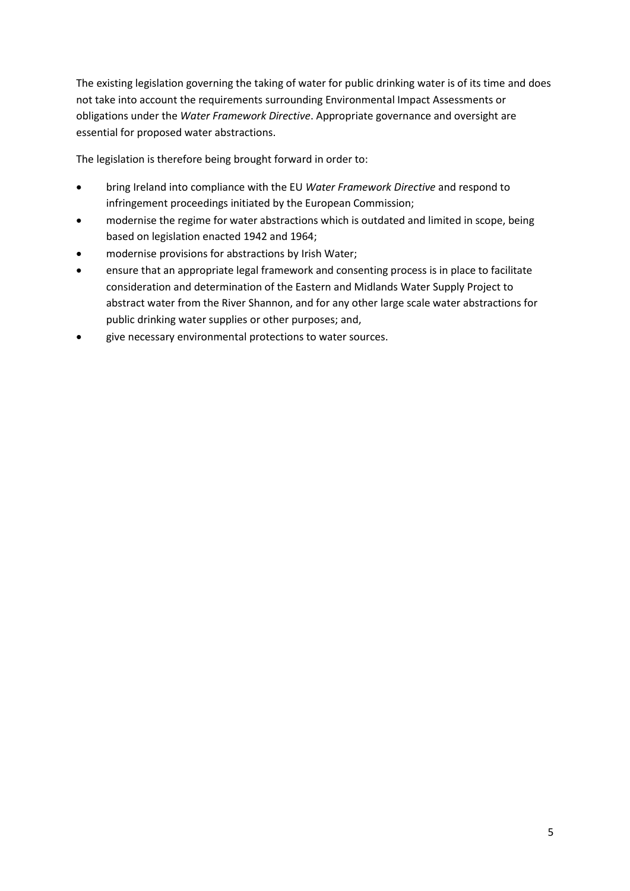The existing legislation governing the taking of water for public drinking water is of its time and does not take into account the requirements surrounding Environmental Impact Assessments or obligations under the *Water Framework Directive*. Appropriate governance and oversight are essential for proposed water abstractions.

The legislation is therefore being brought forward in order to:

- bring Ireland into compliance with the EU *Water Framework Directive* and respond to infringement proceedings initiated by the European Commission;
- modernise the regime for water abstractions which is outdated and limited in scope, being based on legislation enacted 1942 and 1964;
- modernise provisions for abstractions by Irish Water;
- ensure that an appropriate legal framework and consenting process is in place to facilitate consideration and determination of the Eastern and Midlands Water Supply Project to abstract water from the River Shannon, and for any other large scale water abstractions for public drinking water supplies or other purposes; and,
- give necessary environmental protections to water sources.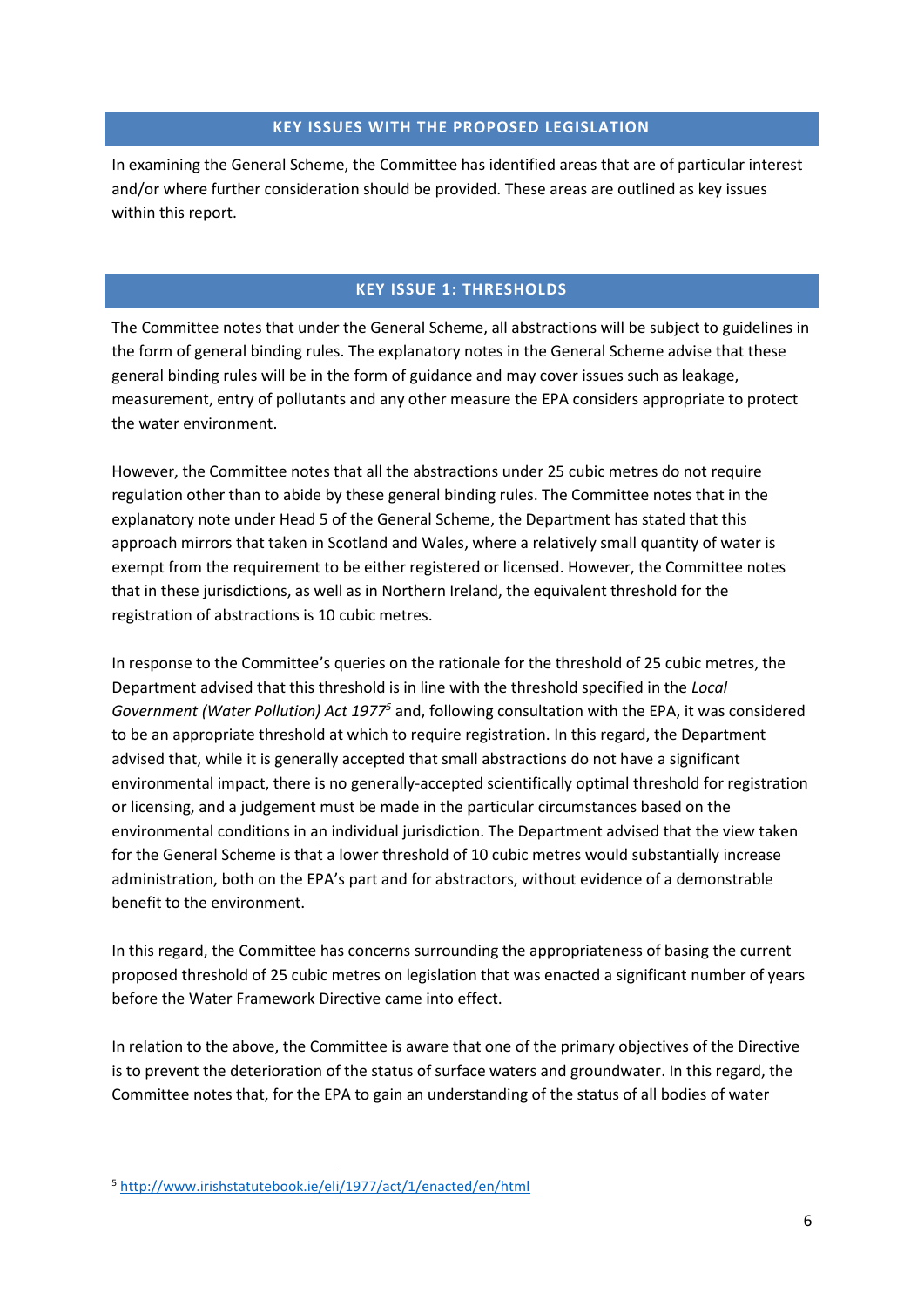## KEY ISSUES WITH THE PROPOSED LEGISLATION

In examining the General Scheme, the Committee has identified areas that are of particular interest and/or where further consideration should be provided. These areas are outlined as key issues within this report.

## KEY ISSUE 1: THRESHOLDS

The Committee notes that under the General Scheme, all abstractions will be subject to guidelines in the form of general binding rules. The explanatory notes in the General Scheme advise that these general binding rules will be in the form of guidance and may cover issues such as leakage, measurement, entry of pollutants and any other measure the EPA considers appropriate to protect the water environment.

However, the Committee notes that all the abstractions under 25 cubic metres do not require regulation other than to abide by these general binding rules. The Committee notes that in the explanatory note under Head 5 of the General Scheme, the Department has stated that this approach mirrors that taken in Scotland and Wales, where a relatively small quantity of water is exempt from the requirement to be either registered or licensed. However, the Committee notes that in these jurisdictions, as well as in Northern Ireland, the equivalent threshold for the registration of abstractions is 10 cubic metres.

In response to the Committee's queries on the rationale for the threshold of 25 cubic metres, the Department advised that this threshold is in line with the threshold specified in the *Local Government (Water Pollution) Act 1977*[5] and, following consultation with the EPA, it was considered to be an appropriate threshold at which to require registration. In this regard, the Department advised that, while it is generally accepted that small abstractions do not have a significant environmental impact, there is no generally-accepted scientifically optimal threshold for registration or licensing, and a judgement must be made in the particular circumstances based on the environmental conditions in an individual jurisdiction. The Department advised that the view taken for the General Scheme is that a lower threshold of 10 cubic metres would substantially increase administration, both on the EPA's part and for abstractors, without evidence of a demonstrable benefit to the environment.

In this regard, the Committee has concerns surrounding the appropriateness of basing the current proposed threshold of 25 cubic metres on legislation that was enacted a significant number of years before the Water Framework Directive came into effect.

In relation to the above, the Committee is aware that one of the primary objectives of the Directive is to prevent the deterioration of the status of surface waters and groundwater. In this regard, the Committee notes that, for the EPA to gain an understanding of the status of all bodies of water

---

[5] http://www.irishstatutebook.ie/eli/1977/act/1/enacted/en/html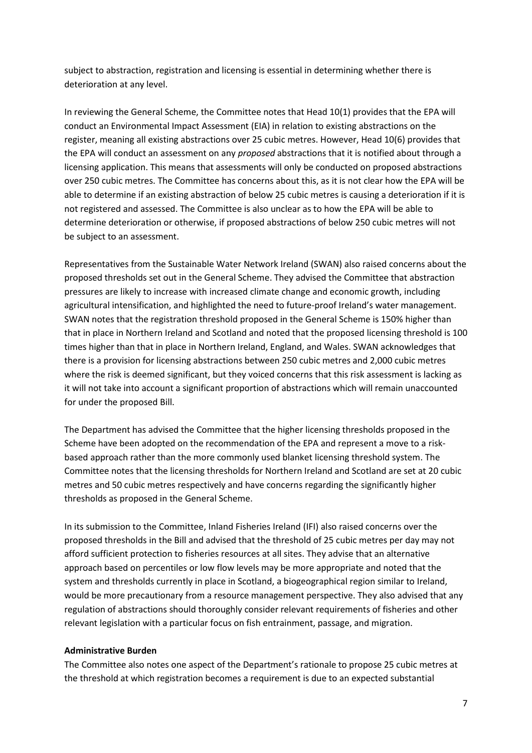subject to abstraction, registration and licensing is essential in determining whether there is deterioration at any level.

In reviewing the General Scheme, the Committee notes that Head 10(1) provides that the EPA will conduct an Environmental Impact Assessment (EIA) in relation to existing abstractions on the register, meaning all existing abstractions over 25 cubic metres. However, Head 10(6) provides that the EPA will conduct an assessment on any *proposed* abstractions that it is notified about through a licensing application. This means that assessments will only be conducted on proposed abstractions over 250 cubic metres. The Committee has concerns about this, as it is not clear how the EPA will be able to determine if an existing abstraction of below 25 cubic metres is causing a deterioration if it is not registered and assessed. The Committee is also unclear as to how the EPA will be able to determine deterioration or otherwise, if proposed abstractions of below 250 cubic metres will not be subject to an assessment.

Representatives from the Sustainable Water Network Ireland (SWAN) also raised concerns about the proposed thresholds set out in the General Scheme. They advised the Committee that abstraction pressures are likely to increase with increased climate change and economic growth, including agricultural intensification, and highlighted the need to future-proof Ireland's water management. SWAN notes that the registration threshold proposed in the General Scheme is 150% higher than that in place in Northern Ireland and Scotland and noted that the proposed licensing threshold is 100 times higher than that in place in Northern Ireland, England, and Wales. SWAN acknowledges that there is a provision for licensing abstractions between 250 cubic metres and 2,000 cubic metres where the risk is deemed significant, but they voiced concerns that this risk assessment is lacking as it will not take into account a significant proportion of abstractions which will remain unaccounted for under the proposed Bill.

The Department has advised the Committee that the higher licensing thresholds proposed in the Scheme have been adopted on the recommendation of the EPA and represent a move to a risk-based approach rather than the more commonly used blanket licensing threshold system. The Committee notes that the licensing thresholds for Northern Ireland and Scotland are set at 20 cubic metres and 50 cubic metres respectively and have concerns regarding the significantly higher thresholds as proposed in the General Scheme.

In its submission to the Committee, Inland Fisheries Ireland (IFI) also raised concerns over the proposed thresholds in the Bill and advised that the threshold of 25 cubic metres per day may not afford sufficient protection to fisheries resources at all sites. They advise that an alternative approach based on percentiles or low flow levels may be more appropriate and noted that the system and thresholds currently in place in Scotland, a biogeographical region similar to Ireland, would be more precautionary from a resource management perspective. They also advised that any regulation of abstractions should thoroughly consider relevant requirements of fisheries and other relevant legislation with a particular focus on fish entrainment, passage, and migration.

**Administrative Burden**

The Committee also notes one aspect of the Department's rationale to propose 25 cubic metres at the threshold at which registration becomes a requirement is due to an expected substantial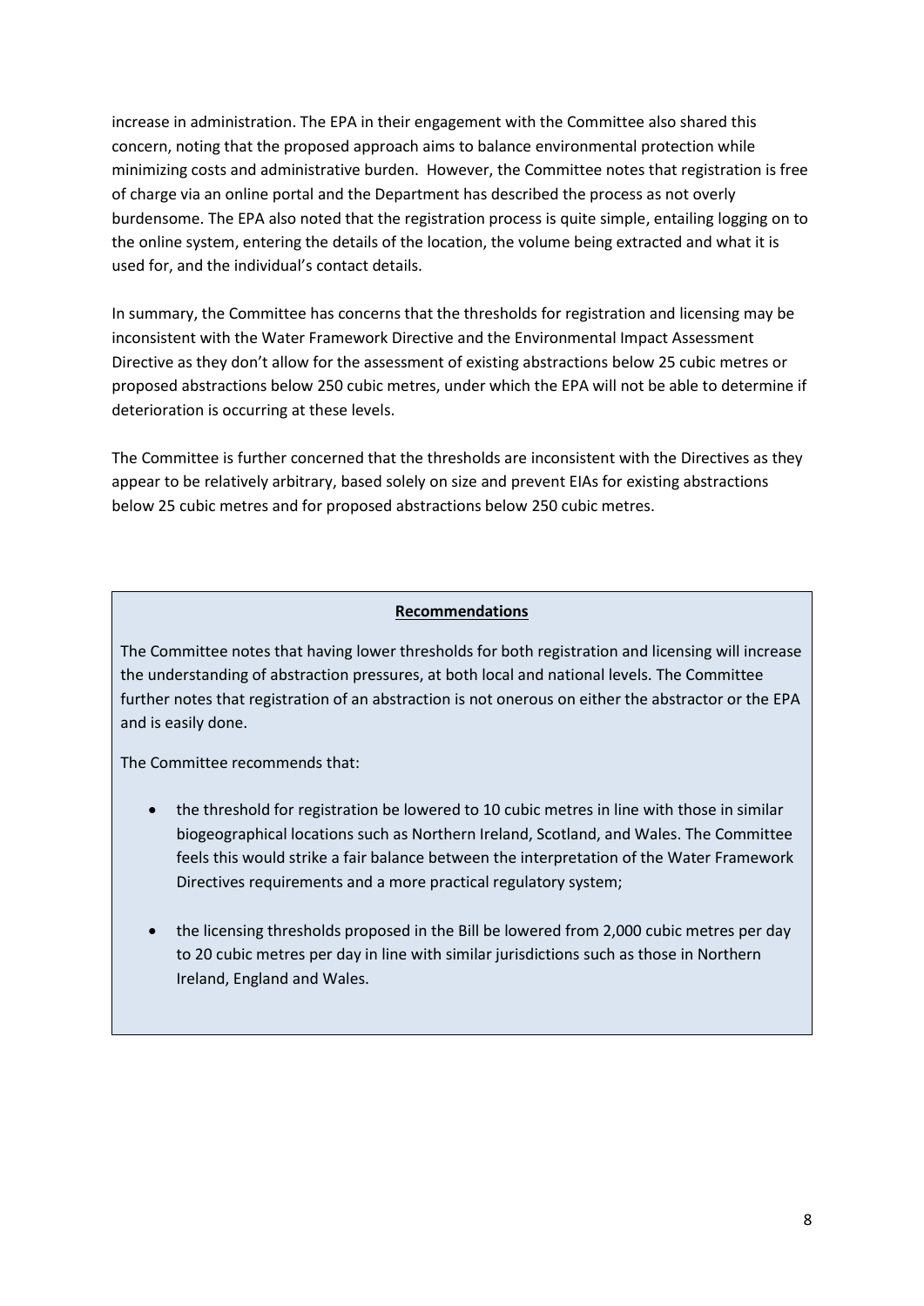increase in administration. The EPA in their engagement with the Committee also shared this concern, noting that the proposed approach aims to balance environmental protection while minimizing costs and administrative burden. However, the Committee notes that registration is free of charge via an online portal and the Department has described the process as not overly burdensome. The EPA also noted that the registration process is quite simple, entailing logging on to the online system, entering the details of the location, the volume being extracted and what it is used for, and the individual's contact details.

In summary, the Committee has concerns that the thresholds for registration and licensing may be inconsistent with the Water Framework Directive and the Environmental Impact Assessment Directive as they don't allow for the assessment of existing abstractions below 25 cubic metres or proposed abstractions below 250 cubic metres, under which the EPA will not be able to determine if deterioration is occurring at these levels.

The Committee is further concerned that the thresholds are inconsistent with the Directives as they appear to be relatively arbitrary, based solely on size and prevent EIAs for existing abstractions below 25 cubic metres and for proposed abstractions below 250 cubic metres.

**Recommendations**

The Committee notes that having lower thresholds for both registration and licensing will increase the understanding of abstraction pressures, at both local and national levels. The Committee further notes that registration of an abstraction is not onerous on either the abstractor or the EPA and is easily done.

The Committee recommends that:

- the threshold for registration be lowered to 10 cubic metres in line with those in similar biogeographical locations such as Northern Ireland, Scotland, and Wales. The Committee feels this would strike a fair balance between the interpretation of the Water Framework Directives requirements and a more practical regulatory system;
- the licensing thresholds proposed in the Bill be lowered from 2,000 cubic metres per day to 20 cubic metres per day in line with similar jurisdictions such as those in Northern Ireland, England and Wales.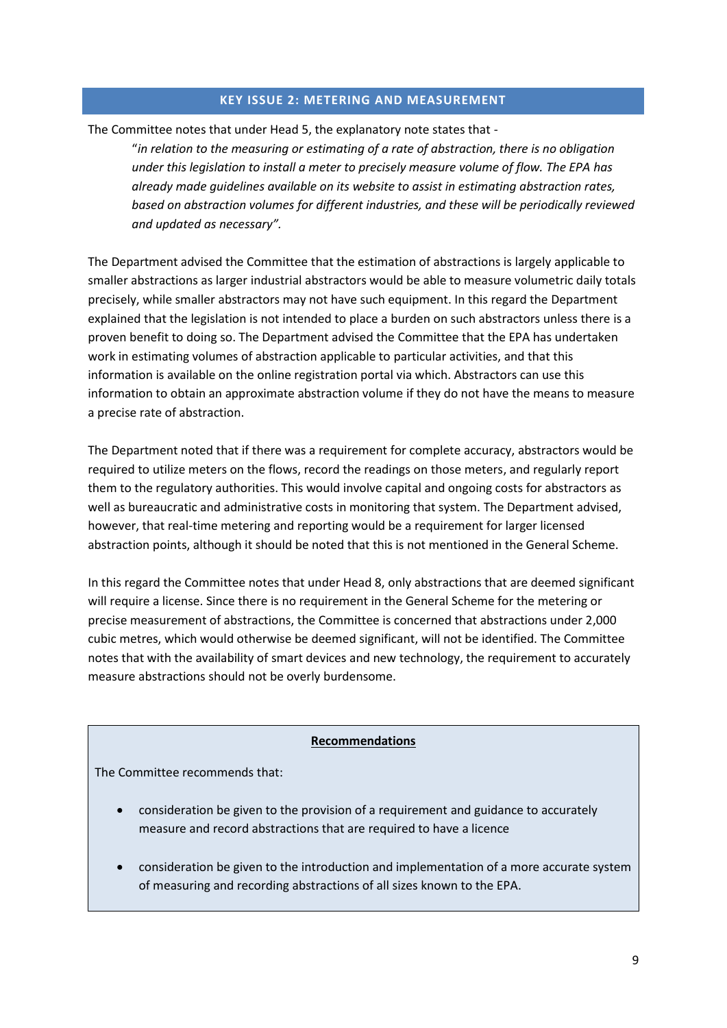## KEY ISSUE 2: METERING AND MEASUREMENT

The Committee notes that under Head 5, the explanatory note states that -

> "*in relation to the measuring or estimating of a rate of abstraction, there is no obligation under this legislation to install a meter to precisely measure volume of flow. The EPA has already made guidelines available on its website to assist in estimating abstraction rates, based on abstraction volumes for different industries, and these will be periodically reviewed and updated as necessary".*

The Department advised the Committee that the estimation of abstractions is largely applicable to smaller abstractions as larger industrial abstractors would be able to measure volumetric daily totals precisely, while smaller abstractors may not have such equipment. In this regard the Department explained that the legislation is not intended to place a burden on such abstractors unless there is a proven benefit to doing so. The Department advised the Committee that the EPA has undertaken work in estimating volumes of abstraction applicable to particular activities, and that this information is available on the online registration portal via which. Abstractors can use this information to obtain an approximate abstraction volume if they do not have the means to measure a precise rate of abstraction.

The Department noted that if there was a requirement for complete accuracy, abstractors would be required to utilize meters on the flows, record the readings on those meters, and regularly report them to the regulatory authorities. This would involve capital and ongoing costs for abstractors as well as bureaucratic and administrative costs in monitoring that system. The Department advised, however, that real-time metering and reporting would be a requirement for larger licensed abstraction points, although it should be noted that this is not mentioned in the General Scheme.

In this regard the Committee notes that under Head 8, only abstractions that are deemed significant will require a license. Since there is no requirement in the General Scheme for the metering or precise measurement of abstractions, the Committee is concerned that abstractions under 2,000 cubic metres, which would otherwise be deemed significant, will not be identified. The Committee notes that with the availability of smart devices and new technology, the requirement to accurately measure abstractions should not be overly burdensome.

**Recommendations**

The Committee recommends that:

- consideration be given to the provision of a requirement and guidance to accurately measure and record abstractions that are required to have a licence
- consideration be given to the introduction and implementation of a more accurate system of measuring and recording abstractions of all sizes known to the EPA.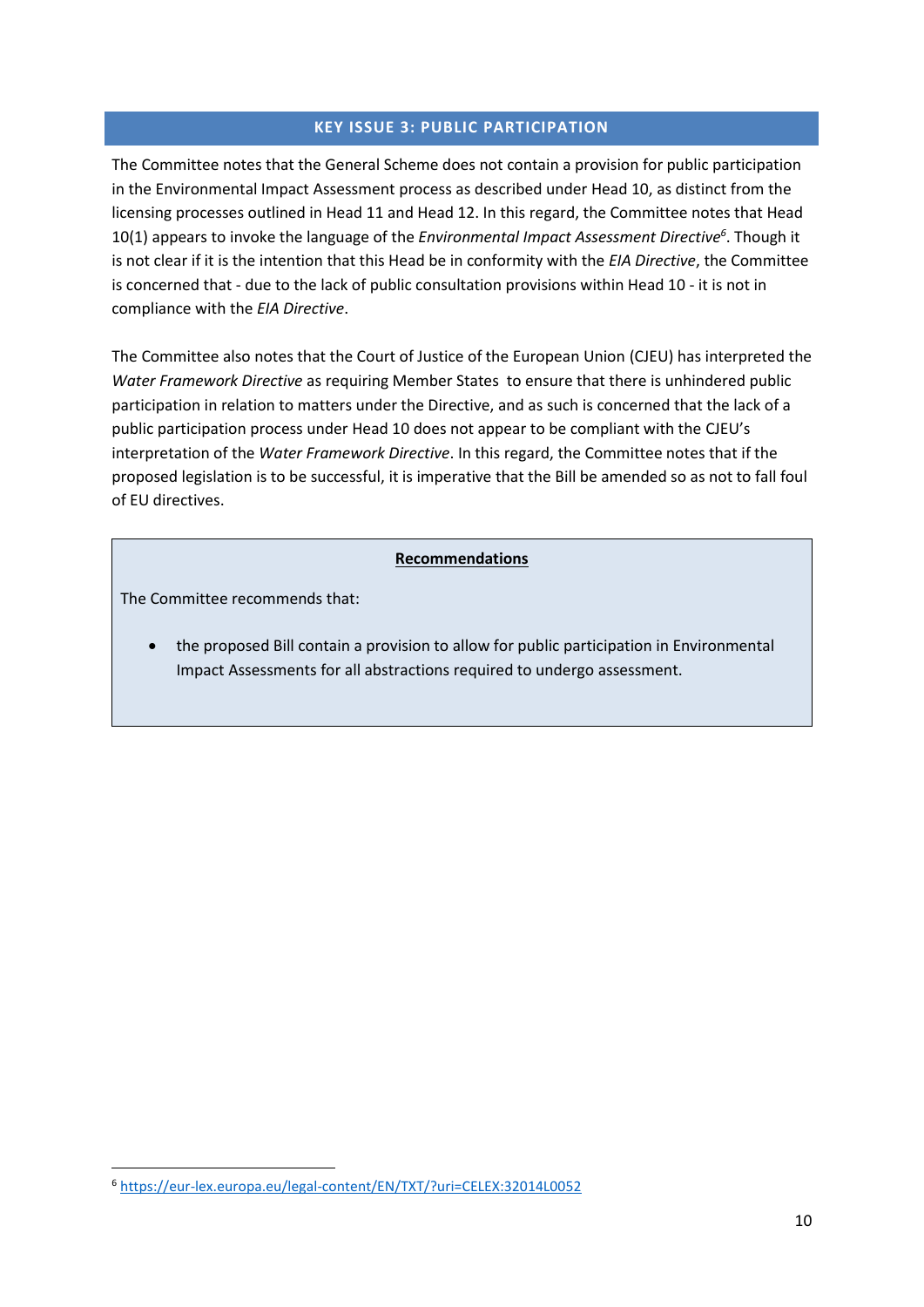## KEY ISSUE 3: PUBLIC PARTICIPATION

The Committee notes that the General Scheme does not contain a provision for public participation in the Environmental Impact Assessment process as described under Head 10, as distinct from the licensing processes outlined in Head 11 and Head 12. In this regard, the Committee notes that Head 10(1) appears to invoke the language of the *Environmental Impact Assessment Directive*[6]. Though it is not clear if it is the intention that this Head be in conformity with the *EIA Directive*, the Committee is concerned that - due to the lack of public consultation provisions within Head 10 - it is not in compliance with the *EIA Directive*.

The Committee also notes that the Court of Justice of the European Union (CJEU) has interpreted the *Water Framework Directive* as requiring Member States to ensure that there is unhindered public participation in relation to matters under the Directive, and as such is concerned that the lack of a public participation process under Head 10 does not appear to be compliant with the CJEU's interpretation of the *Water Framework Directive*. In this regard, the Committee notes that if the proposed legislation is to be successful, it is imperative that the Bill be amended so as not to fall foul of EU directives.

**Recommendations**

The Committee recommends that:

- the proposed Bill contain a provision to allow for public participation in Environmental Impact Assessments for all abstractions required to undergo assessment.

[6] https://eur-lex.europa.eu/legal-content/EN/TXT/?uri=CELEX:32014L0052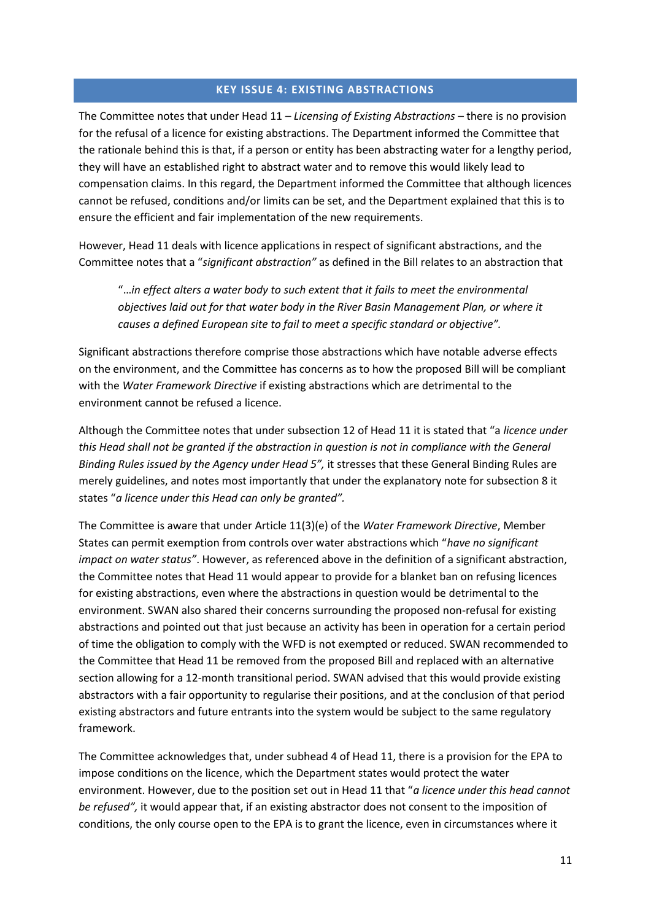## KEY ISSUE 4: EXISTING ABSTRACTIONS

The Committee notes that under Head 11 – *Licensing of Existing Abstractions* – there is no provision for the refusal of a licence for existing abstractions. The Department informed the Committee that the rationale behind this is that, if a person or entity has been abstracting water for a lengthy period, they will have an established right to abstract water and to remove this would likely lead to compensation claims. In this regard, the Department informed the Committee that although licences cannot be refused, conditions and/or limits can be set, and the Department explained that this is to ensure the efficient and fair implementation of the new requirements.

However, Head 11 deals with licence applications in respect of significant abstractions, and the Committee notes that a "*significant abstraction"* as defined in the Bill relates to an abstraction that

> "…*in effect alters a water body to such extent that it fails to meet the environmental objectives laid out for that water body in the River Basin Management Plan, or where it causes a defined European site to fail to meet a specific standard or objective".*

Significant abstractions therefore comprise those abstractions which have notable adverse effects on the environment, and the Committee has concerns as to how the proposed Bill will be compliant with the *Water Framework Directive* if existing abstractions which are detrimental to the environment cannot be refused a licence.

Although the Committee notes that under subsection 12 of Head 11 it is stated that "a *licence under this Head shall not be granted if the abstraction in question is not in compliance with the General Binding Rules issued by the Agency under Head 5",* it stresses that these General Binding Rules are merely guidelines, and notes most importantly that under the explanatory note for subsection 8 it states "*a licence under this Head can only be granted".*

The Committee is aware that under Article 11(3)(e) of the *Water Framework Directive*, Member States can permit exemption from controls over water abstractions which "*have no significant impact on water status"*. However, as referenced above in the definition of a significant abstraction, the Committee notes that Head 11 would appear to provide for a blanket ban on refusing licences for existing abstractions, even where the abstractions in question would be detrimental to the environment. SWAN also shared their concerns surrounding the proposed non-refusal for existing abstractions and pointed out that just because an activity has been in operation for a certain period of time the obligation to comply with the WFD is not exempted or reduced. SWAN recommended to the Committee that Head 11 be removed from the proposed Bill and replaced with an alternative section allowing for a 12-month transitional period. SWAN advised that this would provide existing abstractors with a fair opportunity to regularise their positions, and at the conclusion of that period existing abstractors and future entrants into the system would be subject to the same regulatory framework.

The Committee acknowledges that, under subhead 4 of Head 11, there is a provision for the EPA to impose conditions on the licence, which the Department states would protect the water environment. However, due to the position set out in Head 11 that "*a licence under this head cannot be refused",* it would appear that, if an existing abstractor does not consent to the imposition of conditions, the only course open to the EPA is to grant the licence, even in circumstances where it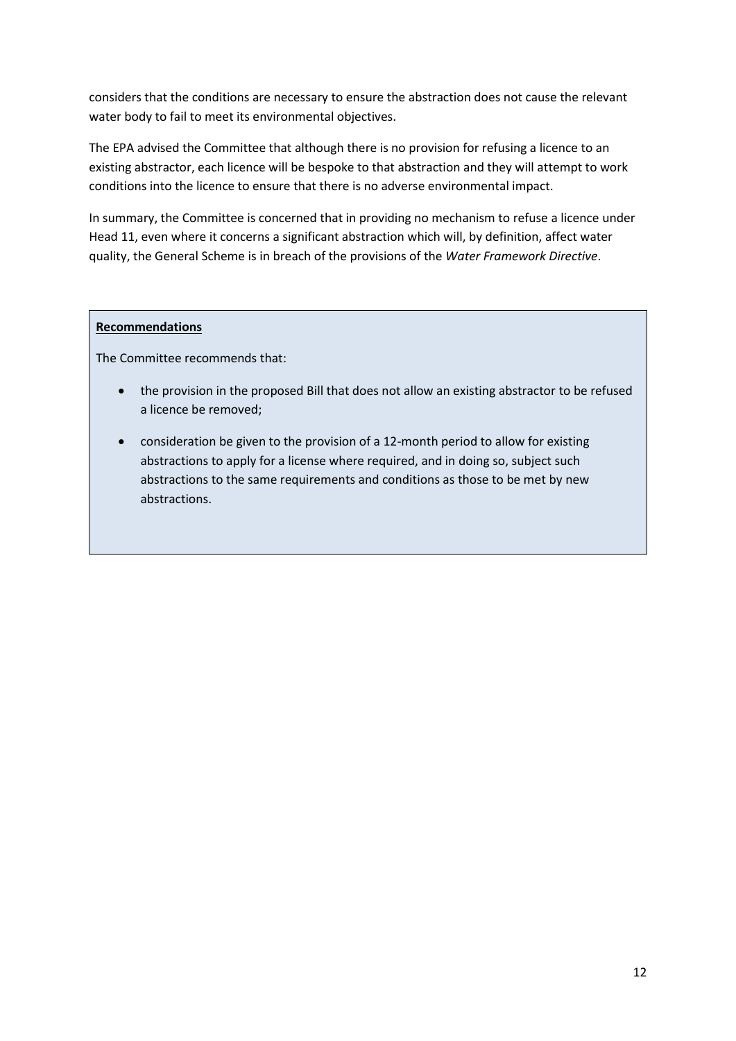considers that the conditions are necessary to ensure the abstraction does not cause the relevant water body to fail to meet its environmental objectives.

The EPA advised the Committee that although there is no provision for refusing a licence to an existing abstractor, each licence will be bespoke to that abstraction and they will attempt to work conditions into the licence to ensure that there is no adverse environmental impact.

In summary, the Committee is concerned that in providing no mechanism to refuse a licence under Head 11, even where it concerns a significant abstraction which will, by definition, affect water quality, the General Scheme is in breach of the provisions of the *Water Framework Directive*.

**Recommendations**

The Committee recommends that:

- the provision in the proposed Bill that does not allow an existing abstractor to be refused a licence be removed;
- consideration be given to the provision of a 12-month period to allow for existing abstractions to apply for a license where required, and in doing so, subject such abstractions to the same requirements and conditions as those to be met by new abstractions.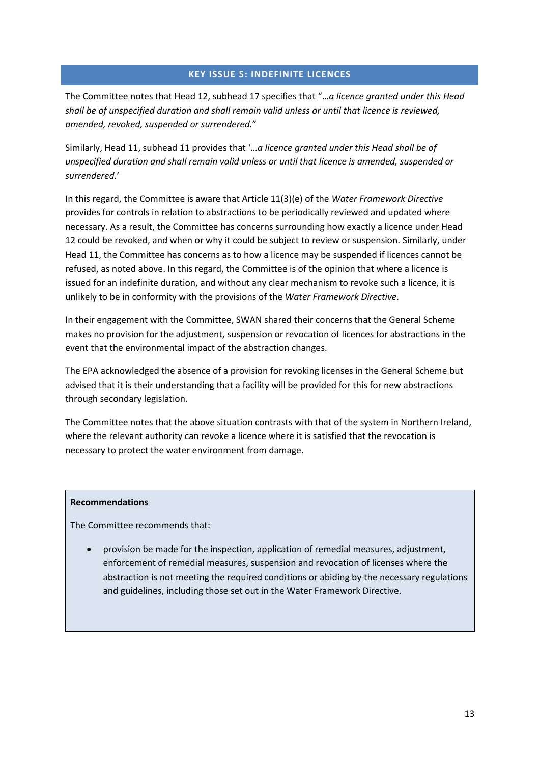## KEY ISSUE 5: INDEFINITE LICENCES

The Committee notes that Head 12, subhead 17 specifies that "…*a licence granted under this Head shall be of unspecified duration and shall remain valid unless or until that licence is reviewed, amended, revoked, suspended or surrendered.*"

Similarly, Head 11, subhead 11 provides that '…*a licence granted under this Head shall be of unspecified duration and shall remain valid unless or until that licence is amended, suspended or surrendered*.'

In this regard, the Committee is aware that Article 11(3)(e) of the *Water Framework Directive* provides for controls in relation to abstractions to be periodically reviewed and updated where necessary. As a result, the Committee has concerns surrounding how exactly a licence under Head 12 could be revoked, and when or why it could be subject to review or suspension. Similarly, under Head 11, the Committee has concerns as to how a licence may be suspended if licences cannot be refused, as noted above. In this regard, the Committee is of the opinion that where a licence is issued for an indefinite duration, and without any clear mechanism to revoke such a licence, it is unlikely to be in conformity with the provisions of the *Water Framework Directive*.

In their engagement with the Committee, SWAN shared their concerns that the General Scheme makes no provision for the adjustment, suspension or revocation of licences for abstractions in the event that the environmental impact of the abstraction changes.

The EPA acknowledged the absence of a provision for revoking licenses in the General Scheme but advised that it is their understanding that a facility will be provided for this for new abstractions through secondary legislation.

The Committee notes that the above situation contrasts with that of the system in Northern Ireland, where the relevant authority can revoke a licence where it is satisfied that the revocation is necessary to protect the water environment from damage.

**Recommendations**

The Committee recommends that:

- provision be made for the inspection, application of remedial measures, adjustment, enforcement of remedial measures, suspension and revocation of licenses where the abstraction is not meeting the required conditions or abiding by the necessary regulations and guidelines, including those set out in the Water Framework Directive.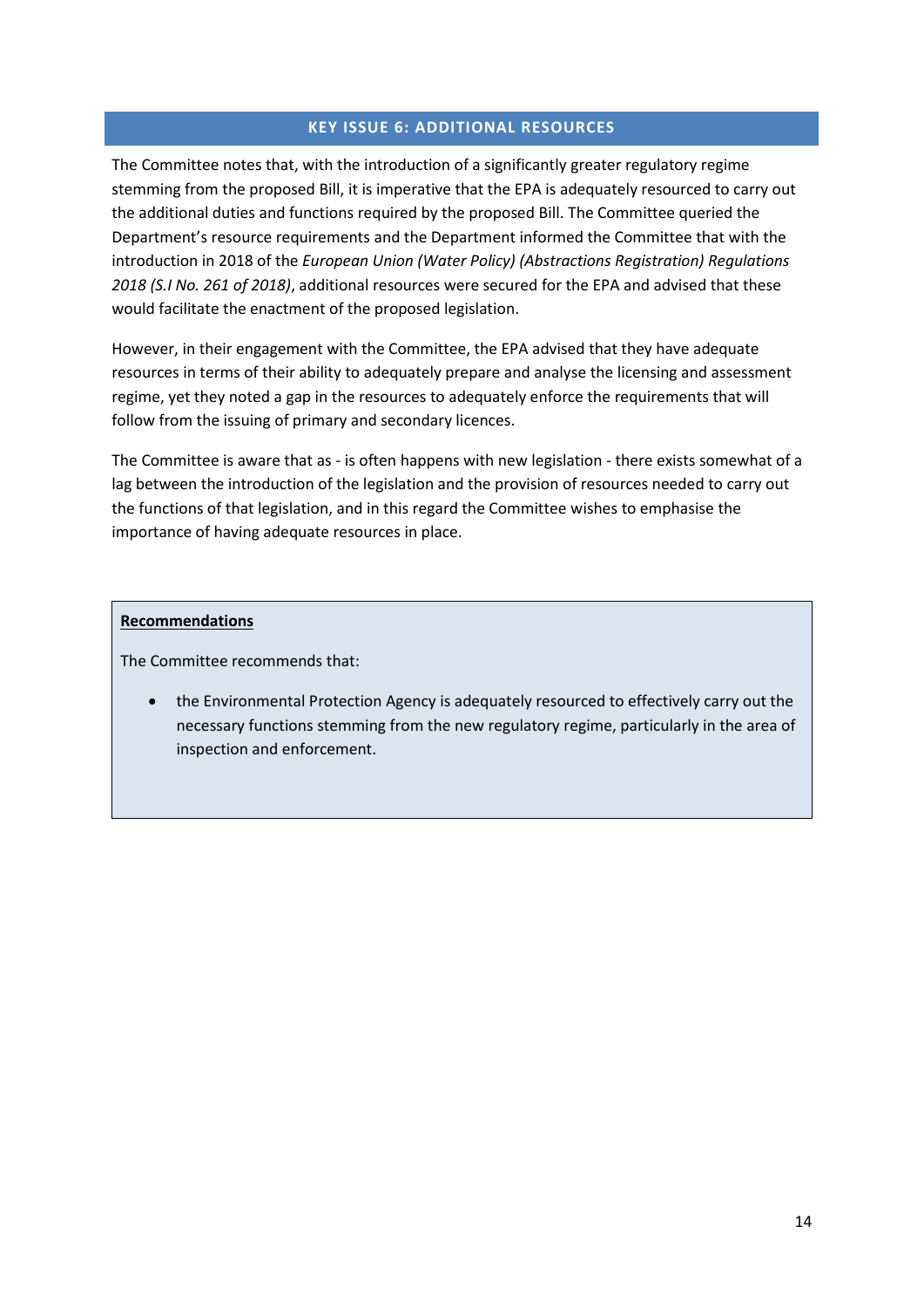## KEY ISSUE 6: ADDITIONAL RESOURCES

The Committee notes that, with the introduction of a significantly greater regulatory regime stemming from the proposed Bill, it is imperative that the EPA is adequately resourced to carry out the additional duties and functions required by the proposed Bill. The Committee queried the Department's resource requirements and the Department informed the Committee that with the introduction in 2018 of the *European Union (Water Policy) (Abstractions Registration) Regulations 2018 (S.I No. 261 of 2018)*, additional resources were secured for the EPA and advised that these would facilitate the enactment of the proposed legislation.

However, in their engagement with the Committee, the EPA advised that they have adequate resources in terms of their ability to adequately prepare and analyse the licensing and assessment regime, yet they noted a gap in the resources to adequately enforce the requirements that will follow from the issuing of primary and secondary licences.

The Committee is aware that as - is often happens with new legislation - there exists somewhat of a lag between the introduction of the legislation and the provision of resources needed to carry out the functions of that legislation, and in this regard the Committee wishes to emphasise the importance of having adequate resources in place.

**Recommendations**

The Committee recommends that:

- the Environmental Protection Agency is adequately resourced to effectively carry out the necessary functions stemming from the new regulatory regime, particularly in the area of inspection and enforcement.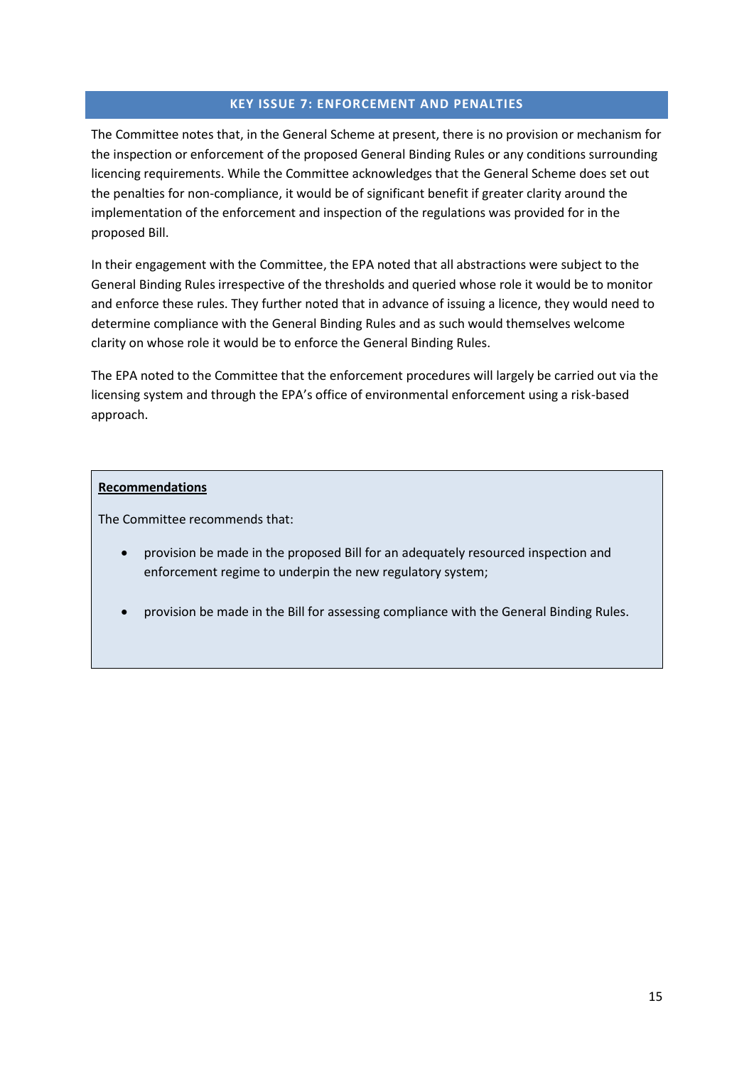## KEY ISSUE 7: ENFORCEMENT AND PENALTIES

The Committee notes that, in the General Scheme at present, there is no provision or mechanism for the inspection or enforcement of the proposed General Binding Rules or any conditions surrounding licencing requirements. While the Committee acknowledges that the General Scheme does set out the penalties for non-compliance, it would be of significant benefit if greater clarity around the implementation of the enforcement and inspection of the regulations was provided for in the proposed Bill.

In their engagement with the Committee, the EPA noted that all abstractions were subject to the General Binding Rules irrespective of the thresholds and queried whose role it would be to monitor and enforce these rules. They further noted that in advance of issuing a licence, they would need to determine compliance with the General Binding Rules and as such would themselves welcome clarity on whose role it would be to enforce the General Binding Rules.

The EPA noted to the Committee that the enforcement procedures will largely be carried out via the licensing system and through the EPA's office of environmental enforcement using a risk-based approach.

**Recommendations**

The Committee recommends that:

- provision be made in the proposed Bill for an adequately resourced inspection and enforcement regime to underpin the new regulatory system;
- provision be made in the Bill for assessing compliance with the General Binding Rules.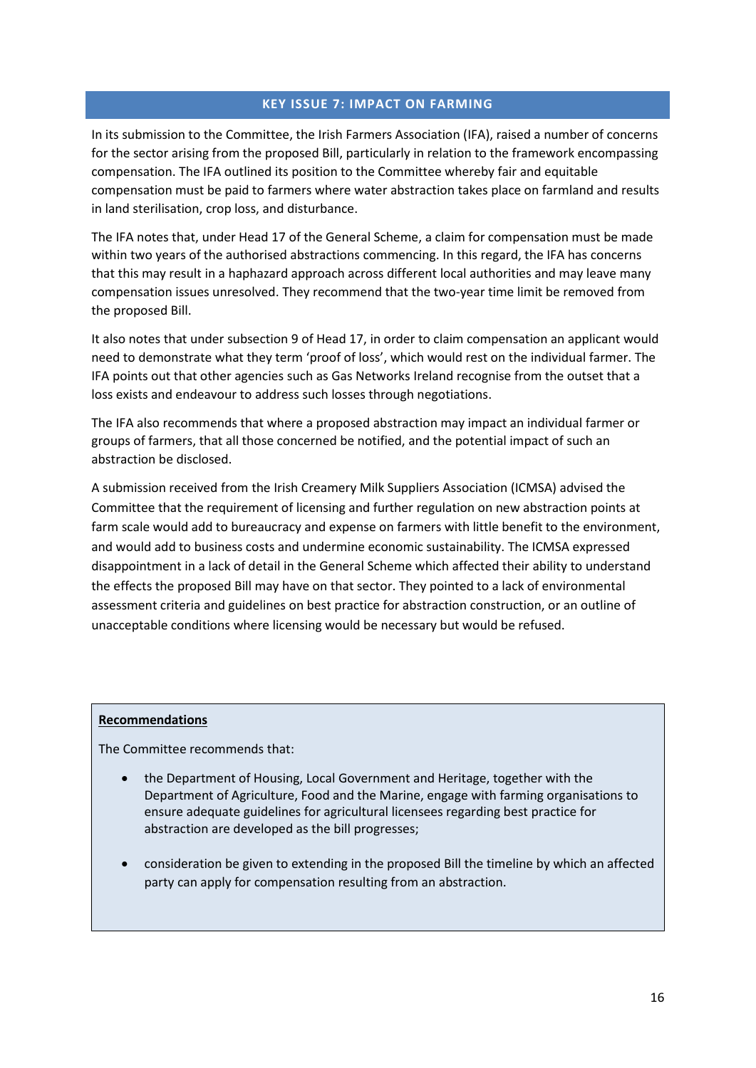## KEY ISSUE 7: IMPACT ON FARMING

In its submission to the Committee, the Irish Farmers Association (IFA), raised a number of concerns for the sector arising from the proposed Bill, particularly in relation to the framework encompassing compensation. The IFA outlined its position to the Committee whereby fair and equitable compensation must be paid to farmers where water abstraction takes place on farmland and results in land sterilisation, crop loss, and disturbance.

The IFA notes that, under Head 17 of the General Scheme, a claim for compensation must be made within two years of the authorised abstractions commencing. In this regard, the IFA has concerns that this may result in a haphazard approach across different local authorities and may leave many compensation issues unresolved. They recommend that the two-year time limit be removed from the proposed Bill.

It also notes that under subsection 9 of Head 17, in order to claim compensation an applicant would need to demonstrate what they term 'proof of loss', which would rest on the individual farmer. The IFA points out that other agencies such as Gas Networks Ireland recognise from the outset that a loss exists and endeavour to address such losses through negotiations.

The IFA also recommends that where a proposed abstraction may impact an individual farmer or groups of farmers, that all those concerned be notified, and the potential impact of such an abstraction be disclosed.

A submission received from the Irish Creamery Milk Suppliers Association (ICMSA) advised the Committee that the requirement of licensing and further regulation on new abstraction points at farm scale would add to bureaucracy and expense on farmers with little benefit to the environment, and would add to business costs and undermine economic sustainability. The ICMSA expressed disappointment in a lack of detail in the General Scheme which affected their ability to understand the effects the proposed Bill may have on that sector. They pointed to a lack of environmental assessment criteria and guidelines on best practice for abstraction construction, or an outline of unacceptable conditions where licensing would be necessary but would be refused.

**Recommendations**

The Committee recommends that:

- the Department of Housing, Local Government and Heritage, together with the Department of Agriculture, Food and the Marine, engage with farming organisations to ensure adequate guidelines for agricultural licensees regarding best practice for abstraction are developed as the bill progresses;
- consideration be given to extending in the proposed Bill the timeline by which an affected party can apply for compensation resulting from an abstraction.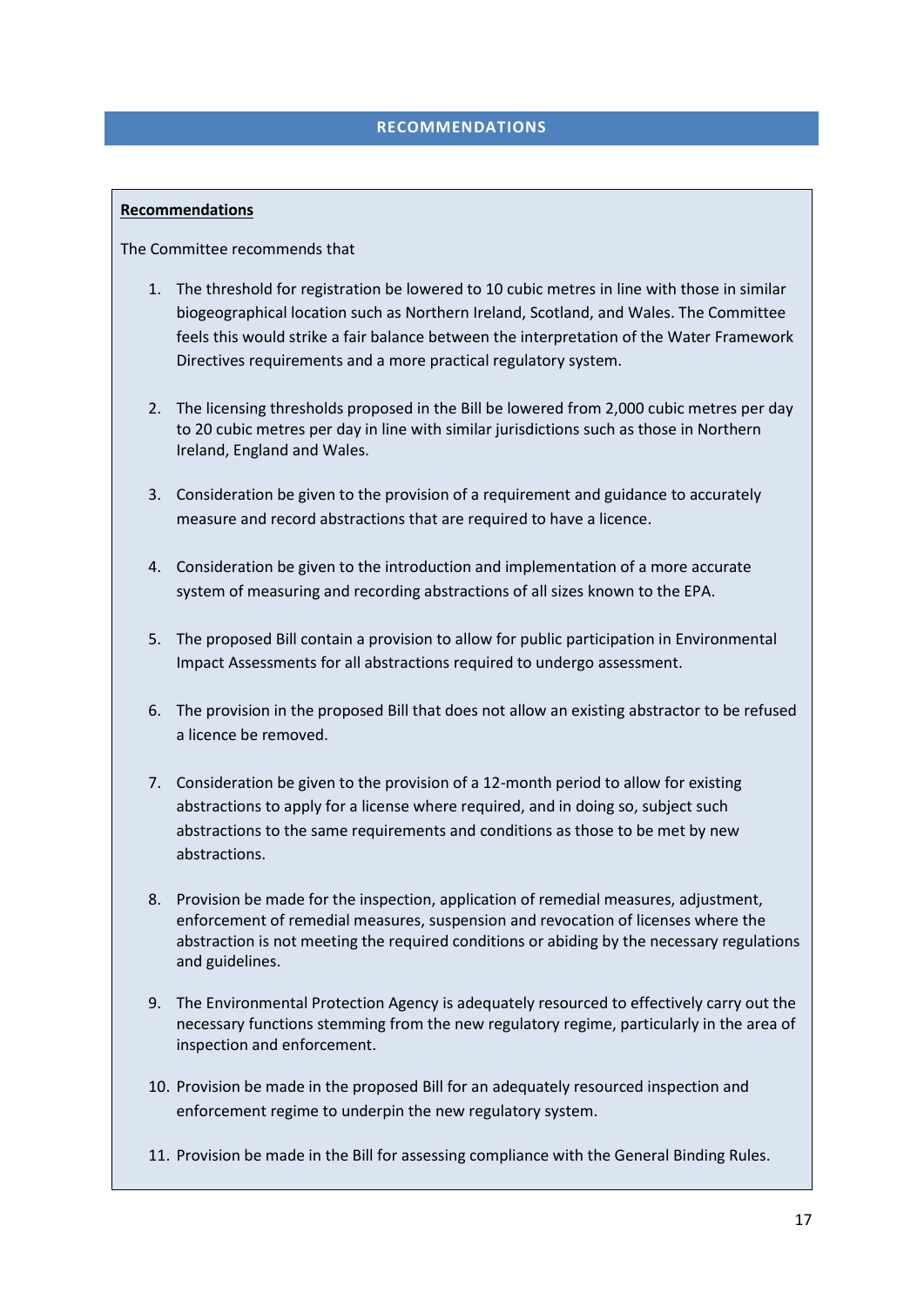## RECOMMENDATIONS

**Recommendations**

The Committee recommends that

1. The threshold for registration be lowered to 10 cubic metres in line with those in similar biogeographical location such as Northern Ireland, Scotland, and Wales. The Committee feels this would strike a fair balance between the interpretation of the Water Framework Directives requirements and a more practical regulatory system.
2. The licensing thresholds proposed in the Bill be lowered from 2,000 cubic metres per day to 20 cubic metres per day in line with similar jurisdictions such as those in Northern Ireland, England and Wales.
3. Consideration be given to the provision of a requirement and guidance to accurately measure and record abstractions that are required to have a licence.
4. Consideration be given to the introduction and implementation of a more accurate system of measuring and recording abstractions of all sizes known to the EPA.
5. The proposed Bill contain a provision to allow for public participation in Environmental Impact Assessments for all abstractions required to undergo assessment.
6. The provision in the proposed Bill that does not allow an existing abstractor to be refused a licence be removed.
7. Consideration be given to the provision of a 12-month period to allow for existing abstractions to apply for a license where required, and in doing so, subject such abstractions to the same requirements and conditions as those to be met by new abstractions.
8. Provision be made for the inspection, application of remedial measures, adjustment, enforcement of remedial measures, suspension and revocation of licenses where the abstraction is not meeting the required conditions or abiding by the necessary regulations and guidelines.
9. The Environmental Protection Agency is adequately resourced to effectively carry out the necessary functions stemming from the new regulatory regime, particularly in the area of inspection and enforcement.
10. Provision be made in the proposed Bill for an adequately resourced inspection and enforcement regime to underpin the new regulatory system.
11. Provision be made in the Bill for assessing compliance with the General Binding Rules.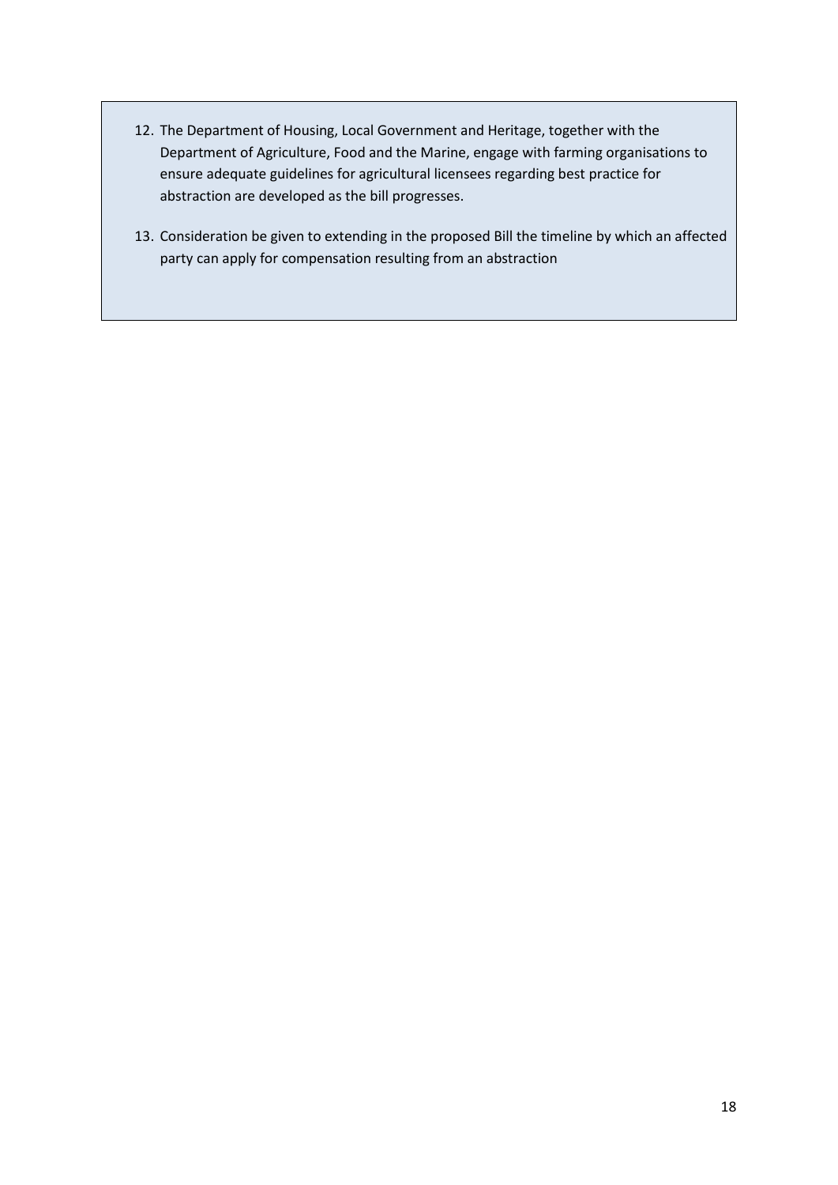12. The Department of Housing, Local Government and Heritage, together with the Department of Agriculture, Food and the Marine, engage with farming organisations to ensure adequate guidelines for agricultural licensees regarding best practice for abstraction are developed as the bill progresses.

13. Consideration be given to extending in the proposed Bill the timeline by which an affected party can apply for compensation resulting from an abstraction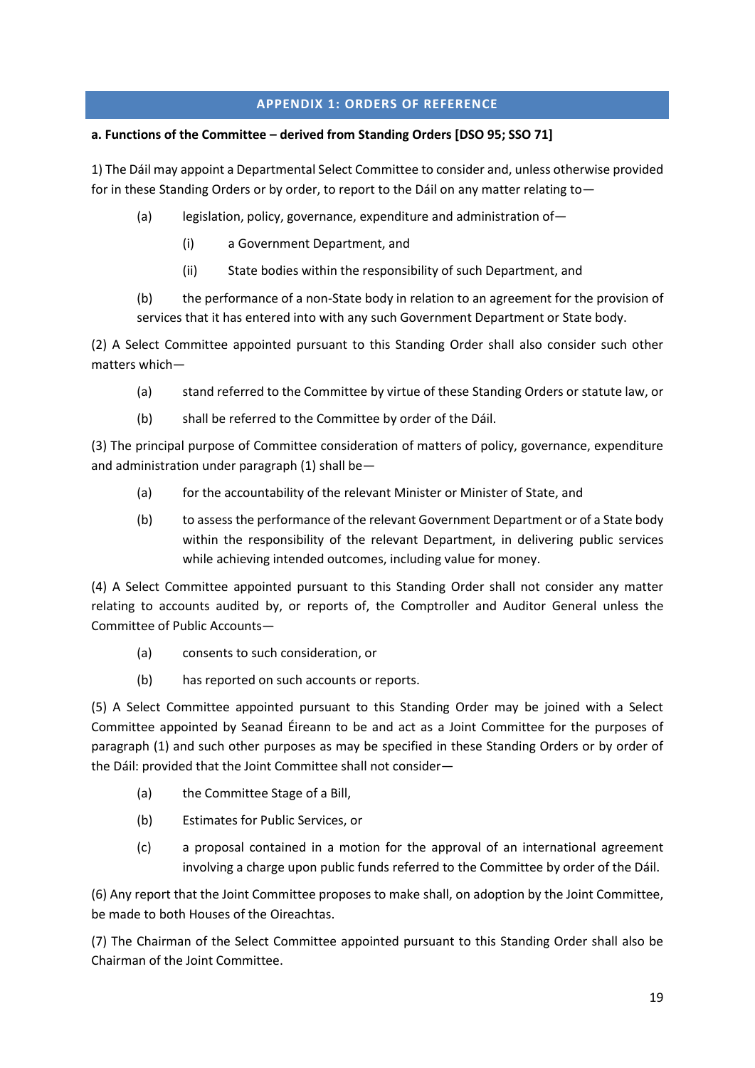## APPENDIX 1: ORDERS OF REFERENCE

**a. Functions of the Committee – derived from Standing Orders [DSO 95; SSO 71]**

1) The Dáil may appoint a Departmental Select Committee to consider and, unless otherwise provided for in these Standing Orders or by order, to report to the Dáil on any matter relating to—

(a) legislation, policy, governance, expenditure and administration of—

(i) a Government Department, and

(ii) State bodies within the responsibility of such Department, and

(b) the performance of a non-State body in relation to an agreement for the provision of services that it has entered into with any such Government Department or State body.

(2) A Select Committee appointed pursuant to this Standing Order shall also consider such other matters which—

(a) stand referred to the Committee by virtue of these Standing Orders or statute law, or

(b) shall be referred to the Committee by order of the Dáil.

(3) The principal purpose of Committee consideration of matters of policy, governance, expenditure and administration under paragraph (1) shall be—

(a) for the accountability of the relevant Minister or Minister of State, and

(b) to assess the performance of the relevant Government Department or of a State body within the responsibility of the relevant Department, in delivering public services while achieving intended outcomes, including value for money.

(4) A Select Committee appointed pursuant to this Standing Order shall not consider any matter relating to accounts audited by, or reports of, the Comptroller and Auditor General unless the Committee of Public Accounts—

(a) consents to such consideration, or

(b) has reported on such accounts or reports.

(5) A Select Committee appointed pursuant to this Standing Order may be joined with a Select Committee appointed by Seanad Éireann to be and act as a Joint Committee for the purposes of paragraph (1) and such other purposes as may be specified in these Standing Orders or by order of the Dáil: provided that the Joint Committee shall not consider—

(a) the Committee Stage of a Bill,

(b) Estimates for Public Services, or

(c) a proposal contained in a motion for the approval of an international agreement involving a charge upon public funds referred to the Committee by order of the Dáil.

(6) Any report that the Joint Committee proposes to make shall, on adoption by the Joint Committee, be made to both Houses of the Oireachtas.

(7) The Chairman of the Select Committee appointed pursuant to this Standing Order shall also be Chairman of the Joint Committee.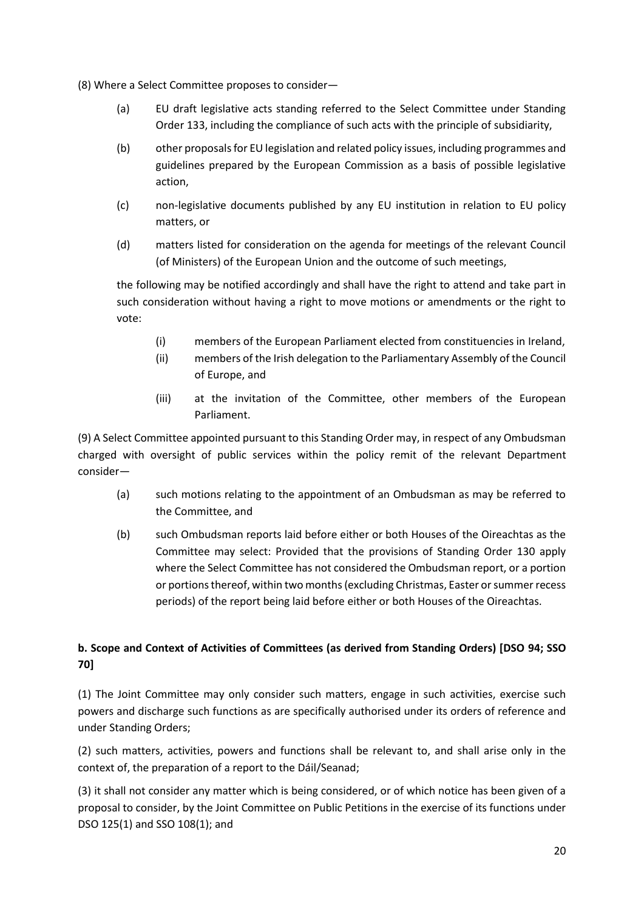(8) Where a Select Committee proposes to consider—

- (a) EU draft legislative acts standing referred to the Select Committee under Standing Order 133, including the compliance of such acts with the principle of subsidiarity,
- (b) other proposals for EU legislation and related policy issues, including programmes and guidelines prepared by the European Commission as a basis of possible legislative action,
- (c) non-legislative documents published by any EU institution in relation to EU policy matters, or
- (d) matters listed for consideration on the agenda for meetings of the relevant Council (of Ministers) of the European Union and the outcome of such meetings,

the following may be notified accordingly and shall have the right to attend and take part in such consideration without having a right to move motions or amendments or the right to vote:

- (i) members of the European Parliament elected from constituencies in Ireland,
- (ii) members of the Irish delegation to the Parliamentary Assembly of the Council of Europe, and
- (iii) at the invitation of the Committee, other members of the European Parliament.

(9) A Select Committee appointed pursuant to this Standing Order may, in respect of any Ombudsman charged with oversight of public services within the policy remit of the relevant Department consider—

- (a) such motions relating to the appointment of an Ombudsman as may be referred to the Committee, and
- (b) such Ombudsman reports laid before either or both Houses of the Oireachtas as the Committee may select: Provided that the provisions of Standing Order 130 apply where the Select Committee has not considered the Ombudsman report, or a portion or portions thereof, within two months (excluding Christmas, Easter or summer recess periods) of the report being laid before either or both Houses of the Oireachtas.

**b. Scope and Context of Activities of Committees (as derived from Standing Orders) [DSO 94; SSO 70]**

(1) The Joint Committee may only consider such matters, engage in such activities, exercise such powers and discharge such functions as are specifically authorised under its orders of reference and under Standing Orders;

(2) such matters, activities, powers and functions shall be relevant to, and shall arise only in the context of, the preparation of a report to the Dáil/Seanad;

(3) it shall not consider any matter which is being considered, or of which notice has been given of a proposal to consider, by the Joint Committee on Public Petitions in the exercise of its functions under DSO 125(1) and SSO 108(1); and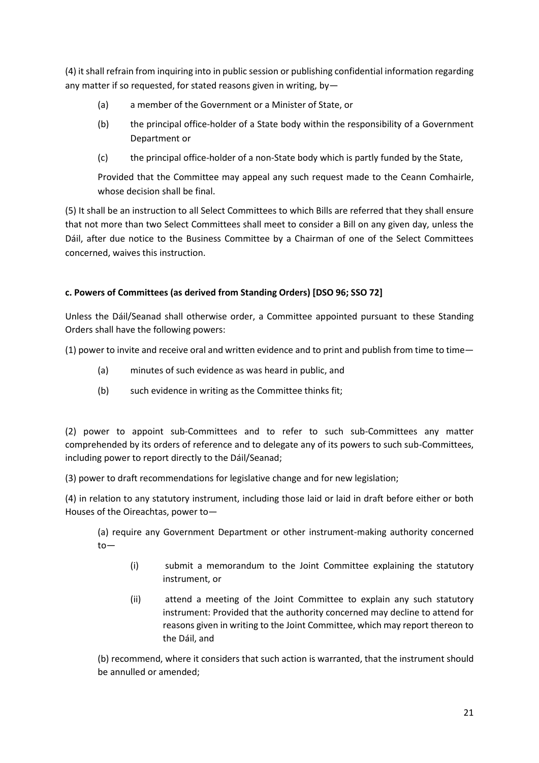(4) it shall refrain from inquiring into in public session or publishing confidential information regarding any matter if so requested, for stated reasons given in writing, by—

(a) a member of the Government or a Minister of State, or

(b) the principal office-holder of a State body within the responsibility of a Government Department or

(c) the principal office-holder of a non-State body which is partly funded by the State,

Provided that the Committee may appeal any such request made to the Ceann Comhairle, whose decision shall be final.

(5) It shall be an instruction to all Select Committees to which Bills are referred that they shall ensure that not more than two Select Committees shall meet to consider a Bill on any given day, unless the Dáil, after due notice to the Business Committee by a Chairman of one of the Select Committees concerned, waives this instruction.

**c. Powers of Committees (as derived from Standing Orders) [DSO 96; SSO 72]**

Unless the Dáil/Seanad shall otherwise order, a Committee appointed pursuant to these Standing Orders shall have the following powers:

(1) power to invite and receive oral and written evidence and to print and publish from time to time—

(a) minutes of such evidence as was heard in public, and

(b) such evidence in writing as the Committee thinks fit;

(2) power to appoint sub-Committees and to refer to such sub-Committees any matter comprehended by its orders of reference and to delegate any of its powers to such sub-Committees, including power to report directly to the Dáil/Seanad;

(3) power to draft recommendations for legislative change and for new legislation;

(4) in relation to any statutory instrument, including those laid or laid in draft before either or both Houses of the Oireachtas, power to—

(a) require any Government Department or other instrument-making authority concerned to—

(i) submit a memorandum to the Joint Committee explaining the statutory instrument, or

(ii) attend a meeting of the Joint Committee to explain any such statutory instrument: Provided that the authority concerned may decline to attend for reasons given in writing to the Joint Committee, which may report thereon to the Dáil, and

(b) recommend, where it considers that such action is warranted, that the instrument should be annulled or amended;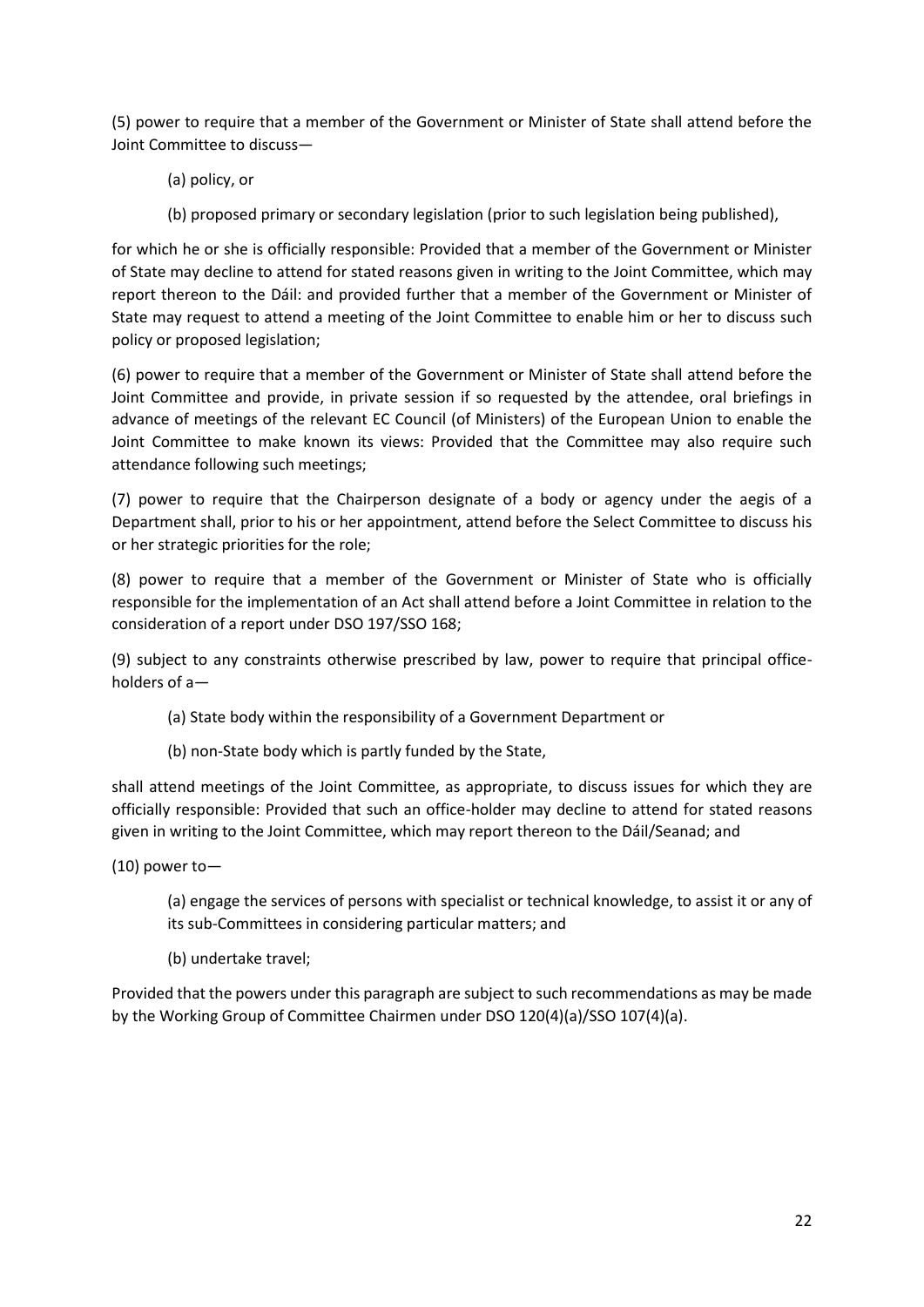(5) power to require that a member of the Government or Minister of State shall attend before the Joint Committee to discuss—

(a) policy, or

(b) proposed primary or secondary legislation (prior to such legislation being published),

for which he or she is officially responsible: Provided that a member of the Government or Minister of State may decline to attend for stated reasons given in writing to the Joint Committee, which may report thereon to the Dáil: and provided further that a member of the Government or Minister of State may request to attend a meeting of the Joint Committee to enable him or her to discuss such policy or proposed legislation;

(6) power to require that a member of the Government or Minister of State shall attend before the Joint Committee and provide, in private session if so requested by the attendee, oral briefings in advance of meetings of the relevant EC Council (of Ministers) of the European Union to enable the Joint Committee to make known its views: Provided that the Committee may also require such attendance following such meetings;

(7) power to require that the Chairperson designate of a body or agency under the aegis of a Department shall, prior to his or her appointment, attend before the Select Committee to discuss his or her strategic priorities for the role;

(8) power to require that a member of the Government or Minister of State who is officially responsible for the implementation of an Act shall attend before a Joint Committee in relation to the consideration of a report under DSO 197/SSO 168;

(9) subject to any constraints otherwise prescribed by law, power to require that principal office-holders of a—

(a) State body within the responsibility of a Government Department or

(b) non-State body which is partly funded by the State,

shall attend meetings of the Joint Committee, as appropriate, to discuss issues for which they are officially responsible: Provided that such an office-holder may decline to attend for stated reasons given in writing to the Joint Committee, which may report thereon to the Dáil/Seanad; and

(10) power to—

(a) engage the services of persons with specialist or technical knowledge, to assist it or any of its sub-Committees in considering particular matters; and

(b) undertake travel;

Provided that the powers under this paragraph are subject to such recommendations as may be made by the Working Group of Committee Chairmen under DSO 120(4)(a)/SSO 107(4)(a).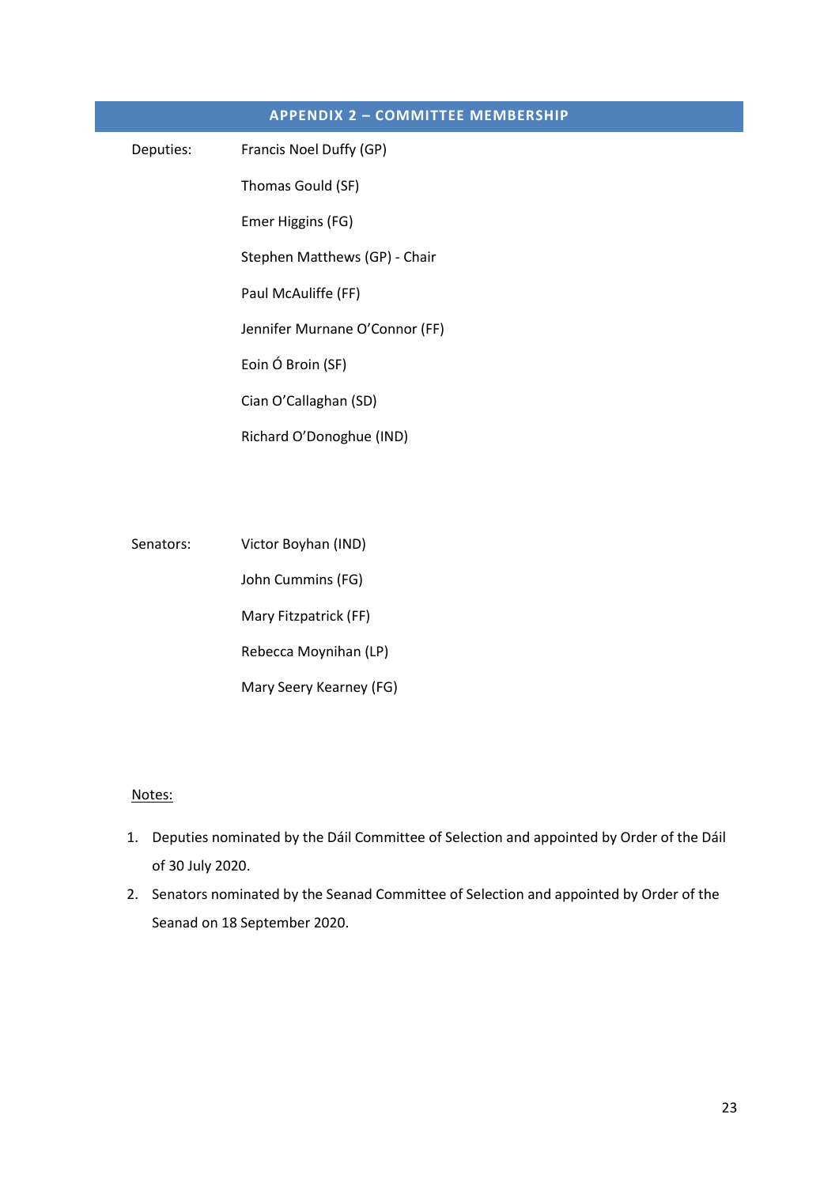## APPENDIX 2 – COMMITTEE MEMBERSHIP

| | |
|---|---|
| Deputies: | Francis Noel Duffy (GP) |
| | Thomas Gould (SF) |
| | Emer Higgins (FG) |
| | Stephen Matthews (GP) - Chair |
| | Paul McAuliffe (FF) |
| | Jennifer Murnane O'Connor (FF) |
| | Eoin Ó Broin (SF) |
| | Cian O'Callaghan (SD) |
| | Richard O'Donoghue (IND) |
| Senators: | Victor Boyhan (IND) |
| | John Cummins (FG) |
| | Mary Fitzpatrick (FF) |
| | Rebecca Moynihan (LP) |
| | Mary Seery Kearney (FG) |

Notes:

1. Deputies nominated by the Dáil Committee of Selection and appointed by Order of the Dáil of 30 July 2020.
2. Senators nominated by the Seanad Committee of Selection and appointed by Order of the Seanad on 18 September 2020.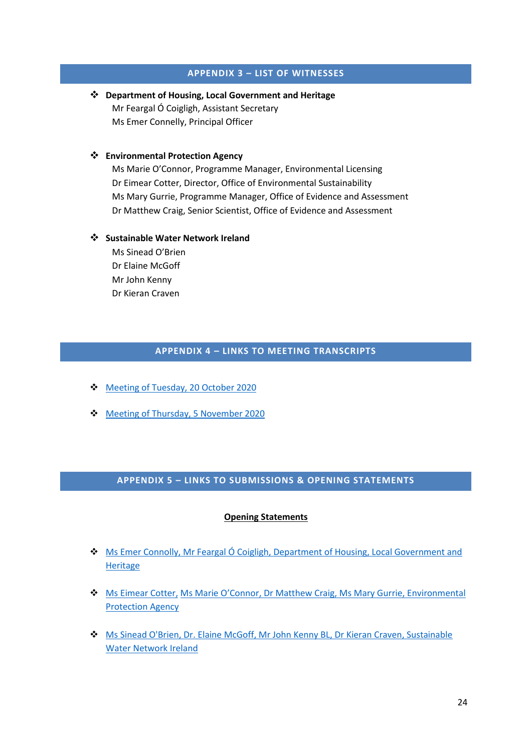## APPENDIX 3 – LIST OF WITNESSES

- **Department of Housing, Local Government and Heritage**
  Mr Feargal Ó Coigligh, Assistant Secretary
  Ms Emer Connelly, Principal Officer

- **Environmental Protection Agency**
  Ms Marie O'Connor, Programme Manager, Environmental Licensing
  Dr Eimear Cotter, Director, Office of Environmental Sustainability
  Ms Mary Gurrie, Programme Manager, Office of Evidence and Assessment
  Dr Matthew Craig, Senior Scientist, Office of Evidence and Assessment

- **Sustainable Water Network Ireland**
  Ms Sinead O'Brien
  Dr Elaine McGoff
  Mr John Kenny
  Dr Kieran Craven

## APPENDIX 4 – LINKS TO MEETING TRANSCRIPTS

- Meeting of Tuesday, 20 October 2020
- Meeting of Thursday, 5 November 2020

## APPENDIX 5 – LINKS TO SUBMISSIONS & OPENING STATEMENTS

**Opening Statements**

- Ms Emer Connolly, Mr Feargal Ó Coigligh, Department of Housing, Local Government and Heritage
- Ms Eimear Cotter, Ms Marie O'Connor, Dr Matthew Craig, Ms Mary Gurrie, Environmental Protection Agency
- Ms Sinead O'Brien, Dr. Elaine McGoff, Mr John Kenny BL, Dr Kieran Craven, Sustainable Water Network Ireland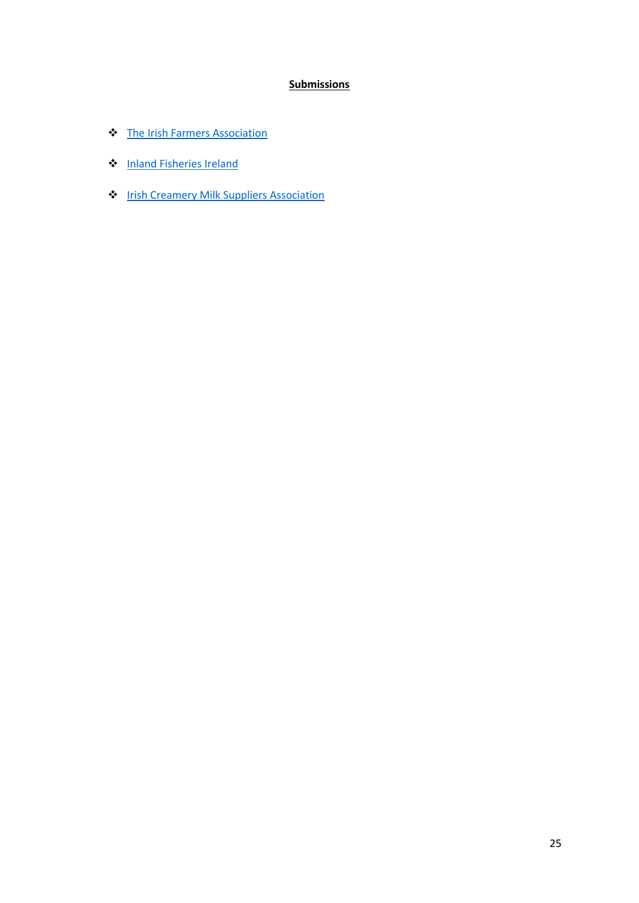## Submissions

- The Irish Farmers Association
- Inland Fisheries Ireland
- Irish Creamery Milk Suppliers Association